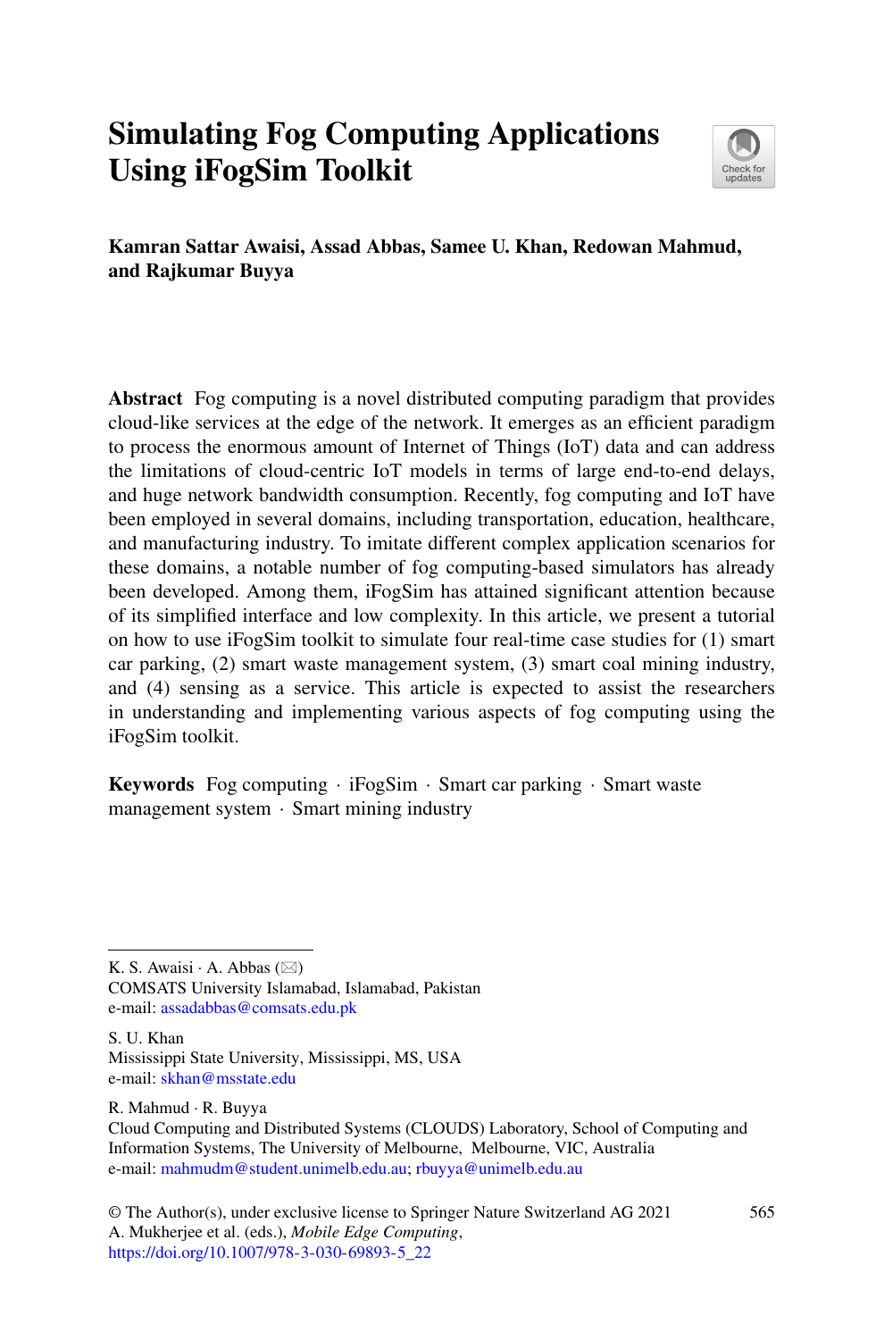# Simulating Fog Computing Applications Using iFogSim Toolkit

**Kamran Sattar Awaisi, Assad Abbas, Samee U. Khan, Redowan Mahmud, and Rajkumar Buyya**

**Abstract** Fog computing is a novel distributed computing paradigm that provides cloud-like services at the edge of the network. It emerges as an efficient paradigm to process the enormous amount of Internet of Things (IoT) data and can address the limitations of cloud-centric IoT models in terms of large end-to-end delays, and huge network bandwidth consumption. Recently, fog computing and IoT have been employed in several domains, including transportation, education, healthcare, and manufacturing industry. To imitate different complex application scenarios for these domains, a notable number of fog computing-based simulators has already been developed. Among them, iFogSim has attained significant attention because of its simplified interface and low complexity. In this article, we present a tutorial on how to use iFogSim toolkit to simulate four real-time case studies for (1) smart car parking, (2) smart waste management system, (3) smart coal mining industry, and (4) sensing as a service. This article is expected to assist the researchers in understanding and implementing various aspects of fog computing using the iFogSim toolkit.

**Keywords** Fog computing · iFogSim · Smart car parking · Smart waste management system · Smart mining industry

---

K. S. Awaisi · A. Abbas (✉)
COMSATS University Islamabad, Islamabad, Pakistan
e-mail: assadabbas@comsats.edu.pk

S. U. Khan
Mississippi State University, Mississippi, MS, USA
e-mail: skhan@msstate.edu

R. Mahmud · R. Buyya
Cloud Computing and Distributed Systems (CLOUDS) Laboratory, School of Computing and Information Systems, The University of Melbourne, Melbourne, VIC, Australia
e-mail: mahmudm@student.unimelb.edu.au; rbuyya@unimelb.edu.au

© The Author(s), under exclusive license to Springer Nature Switzerland AG 2021
A. Mukherjee et al. (eds.), *Mobile Edge Computing*,
https://doi.org/10.1007/978-3-030-69893-5_22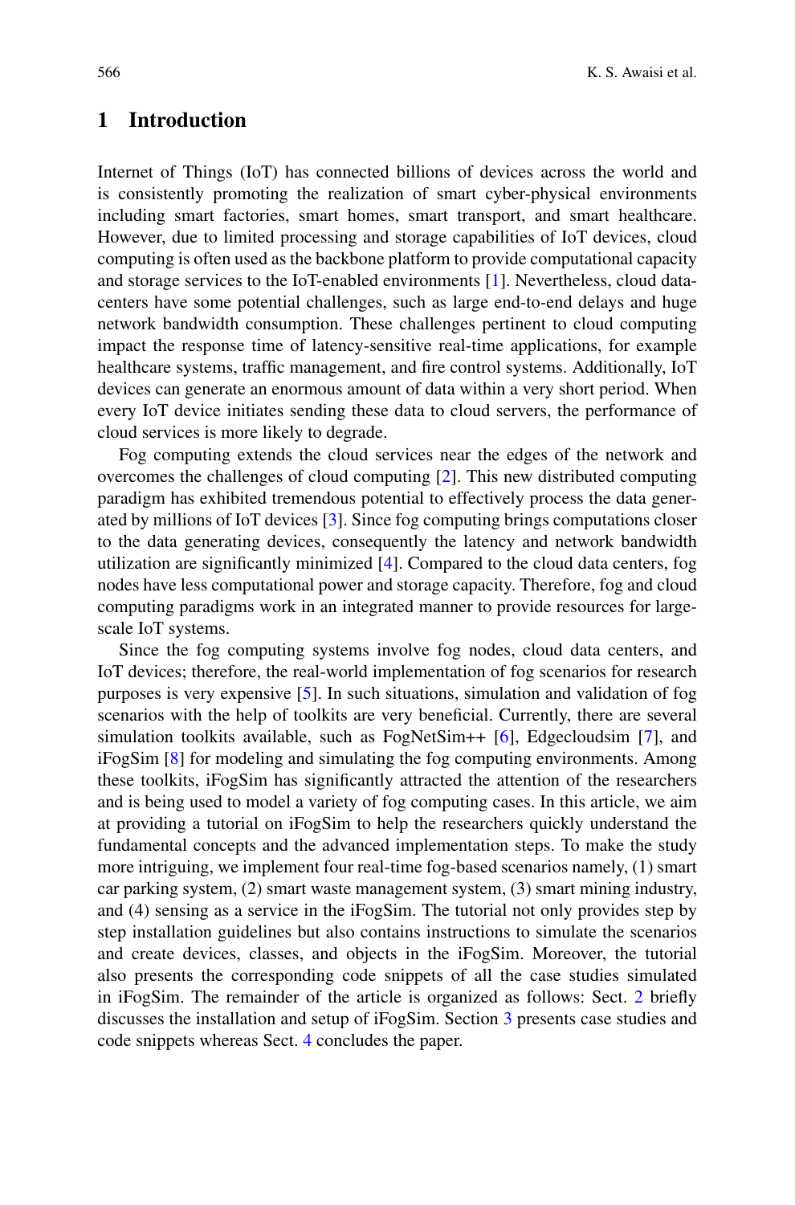## 1 Introduction

Internet of Things (IoT) has connected billions of devices across the world and is consistently promoting the realization of smart cyber-physical environments including smart factories, smart homes, smart transport, and smart healthcare. However, due to limited processing and storage capabilities of IoT devices, cloud computing is often used as the backbone platform to provide computational capacity and storage services to the IoT-enabled environments [1]. Nevertheless, cloud data-centers have some potential challenges, such as large end-to-end delays and huge network bandwidth consumption. These challenges pertinent to cloud computing impact the response time of latency-sensitive real-time applications, for example healthcare systems, traffic management, and fire control systems. Additionally, IoT devices can generate an enormous amount of data within a very short period. When every IoT device initiates sending these data to cloud servers, the performance of cloud services is more likely to degrade.

Fog computing extends the cloud services near the edges of the network and overcomes the challenges of cloud computing [2]. This new distributed computing paradigm has exhibited tremendous potential to effectively process the data generated by millions of IoT devices [3]. Since fog computing brings computations closer to the data generating devices, consequently the latency and network bandwidth utilization are significantly minimized [4]. Compared to the cloud data centers, fog nodes have less computational power and storage capacity. Therefore, fog and cloud computing paradigms work in an integrated manner to provide resources for large-scale IoT systems.

Since the fog computing systems involve fog nodes, cloud data centers, and IoT devices; therefore, the real-world implementation of fog scenarios for research purposes is very expensive [5]. In such situations, simulation and validation of fog scenarios with the help of toolkits are very beneficial. Currently, there are several simulation toolkits available, such as FogNetSim++ [6], Edgecloudsim [7], and iFogSim [8] for modeling and simulating the fog computing environments. Among these toolkits, iFogSim has significantly attracted the attention of the researchers and is being used to model a variety of fog computing cases. In this article, we aim at providing a tutorial on iFogSim to help the researchers quickly understand the fundamental concepts and the advanced implementation steps. To make the study more intriguing, we implement four real-time fog-based scenarios namely, (1) smart car parking system, (2) smart waste management system, (3) smart mining industry, and (4) sensing as a service in the iFogSim. The tutorial not only provides step by step installation guidelines but also contains instructions to simulate the scenarios and create devices, classes, and objects in the iFogSim. Moreover, the tutorial also presents the corresponding code snippets of all the case studies simulated in iFogSim. The remainder of the article is organized as follows: Sect. 2 briefly discusses the installation and setup of iFogSim. Section 3 presents case studies and code snippets whereas Sect. 4 concludes the paper.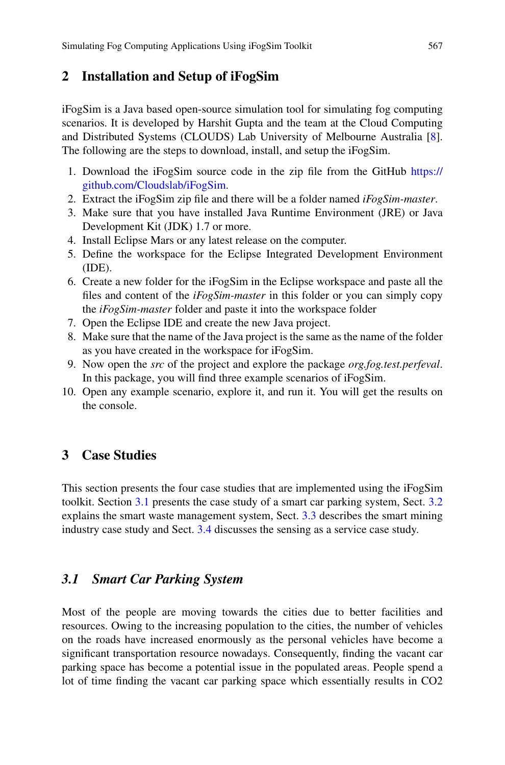## 2 Installation and Setup of iFogSim

iFogSim is a Java based open-source simulation tool for simulating fog computing scenarios. It is developed by Harshit Gupta and the team at the Cloud Computing and Distributed Systems (CLOUDS) Lab University of Melbourne Australia [8]. The following are the steps to download, install, and setup the iFogSim.

1. Download the iFogSim source code in the zip file from the GitHub https://github.com/Cloudslab/iFogSim.
2. Extract the iFogSim zip file and there will be a folder named *iFogSim-master*.
3. Make sure that you have installed Java Runtime Environment (JRE) or Java Development Kit (JDK) 1.7 or more.
4. Install Eclipse Mars or any latest release on the computer.
5. Define the workspace for the Eclipse Integrated Development Environment (IDE).
6. Create a new folder for the iFogSim in the Eclipse workspace and paste all the files and content of the *iFogSim-master* in this folder or you can simply copy the *iFogSim-master* folder and paste it into the workspace folder
7. Open the Eclipse IDE and create the new Java project.
8. Make sure that the name of the Java project is the same as the name of the folder as you have created in the workspace for iFogSim.
9. Now open the *src* of the project and explore the package *org.fog.test.perfeval*. In this package, you will find three example scenarios of iFogSim.
10. Open any example scenario, explore it, and run it. You will get the results on the console.

## 3 Case Studies

This section presents the four case studies that are implemented using the iFogSim toolkit. Section 3.1 presents the case study of a smart car parking system, Sect. 3.2 explains the smart waste management system, Sect. 3.3 describes the smart mining industry case study and Sect. 3.4 discusses the sensing as a service case study.

### *3.1 Smart Car Parking System*

Most of the people are moving towards the cities due to better facilities and resources. Owing to the increasing population to the cities, the number of vehicles on the roads have increased enormously as the personal vehicles have become a significant transportation resource nowadays. Consequently, finding the vacant car parking space has become a potential issue in the populated areas. People spend a lot of time finding the vacant car parking space which essentially results in CO2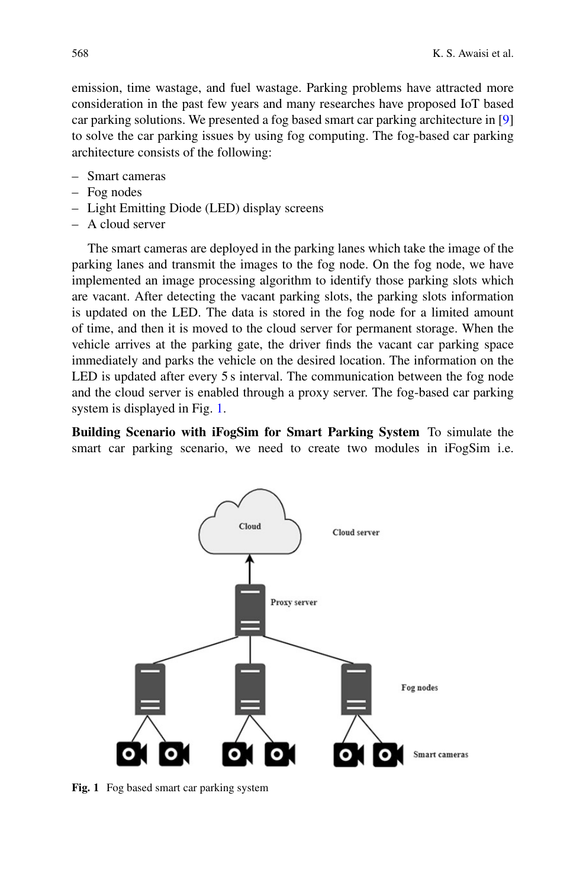emission, time wastage, and fuel wastage. Parking problems have attracted more consideration in the past few years and many researches have proposed IoT based car parking solutions. We presented a fog based smart car parking architecture in [9] to solve the car parking issues by using fog computing. The fog-based car parking architecture consists of the following:

- Smart cameras
- Fog nodes
- Light Emitting Diode (LED) display screens
- A cloud server

The smart cameras are deployed in the parking lanes which take the image of the parking lanes and transmit the images to the fog node. On the fog node, we have implemented an image processing algorithm to identify those parking slots which are vacant. After detecting the vacant parking slots, the parking slots information is updated on the LED. The data is stored in the fog node for a limited amount of time, and then it is moved to the cloud server for permanent storage. When the vehicle arrives at the parking gate, the driver finds the vacant car parking space immediately and parks the vehicle on the desired location. The information on the LED is updated after every 5 s interval. The communication between the fog node and the cloud server is enabled through a proxy server. The fog-based car parking system is displayed in Fig. 1.

**Building Scenario with iFogSim for Smart Parking System** To simulate the smart car parking scenario, we need to create two modules in iFogSim i.e.

Fig. 1 Fog based smart car parking system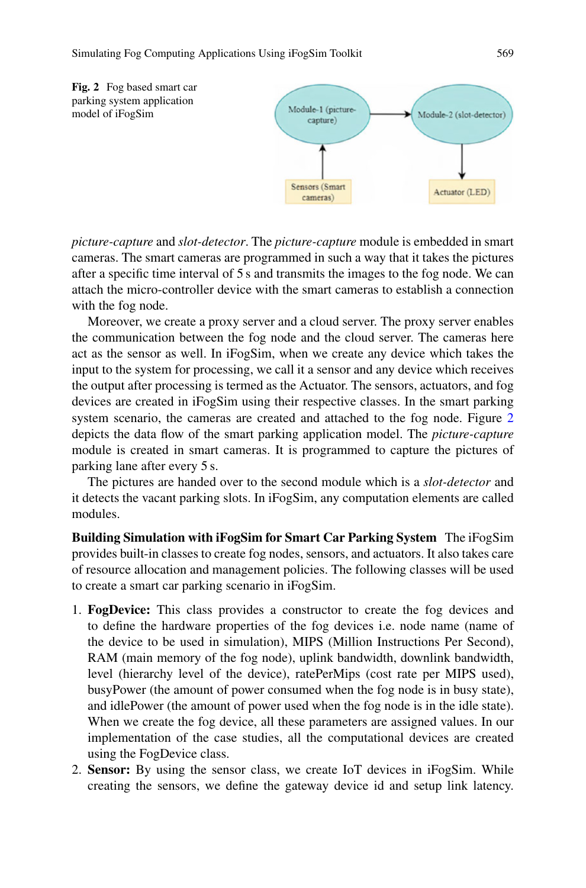**Fig. 2** Fog based smart car parking system application model of iFogSim

Module-1 (picture-capture)

Module-2 (slot-detector)

Sensors (Smart cameras)

Actuator (LED)

*picture-capture* and *slot-detector*. The *picture-capture* module is embedded in smart cameras. The smart cameras are programmed in such a way that it takes the pictures after a specific time interval of 5 s and transmits the images to the fog node. We can attach the micro-controller device with the smart cameras to establish a connection with the fog node.

Moreover, we create a proxy server and a cloud server. The proxy server enables the communication between the fog node and the cloud server. The cameras here act as the sensor as well. In iFogSim, when we create any device which takes the input to the system for processing, we call it a sensor and any device which receives the output after processing is termed as the Actuator. The sensors, actuators, and fog devices are created in iFogSim using their respective classes. In the smart parking system scenario, the cameras are created and attached to the fog node. Figure 2 depicts the data flow of the smart parking application model. The *picture-capture* module is created in smart cameras. It is programmed to capture the pictures of parking lane after every 5 s.

The pictures are handed over to the second module which is a *slot-detector* and it detects the vacant parking slots. In iFogSim, any computation elements are called modules.

**Building Simulation with iFogSim for Smart Car Parking System** The iFogSim provides built-in classes to create fog nodes, sensors, and actuators. It also takes care of resource allocation and management policies. The following classes will be used to create a smart car parking scenario in iFogSim.

1. **FogDevice:** This class provides a constructor to create the fog devices and to define the hardware properties of the fog devices i.e. node name (name of the device to be used in simulation), MIPS (Million Instructions Per Second), RAM (main memory of the fog node), uplink bandwidth, downlink bandwidth, level (hierarchy level of the device), ratePerMips (cost rate per MIPS used), busyPower (the amount of power consumed when the fog node is in busy state), and idlePower (the amount of power used when the fog node is in the idle state). When we create the fog device, all these parameters are assigned values. In our implementation of the case studies, all the computational devices are created using the FogDevice class.
2. **Sensor:** By using the sensor class, we create IoT devices in iFogSim. While creating the sensors, we define the gateway device id and setup link latency.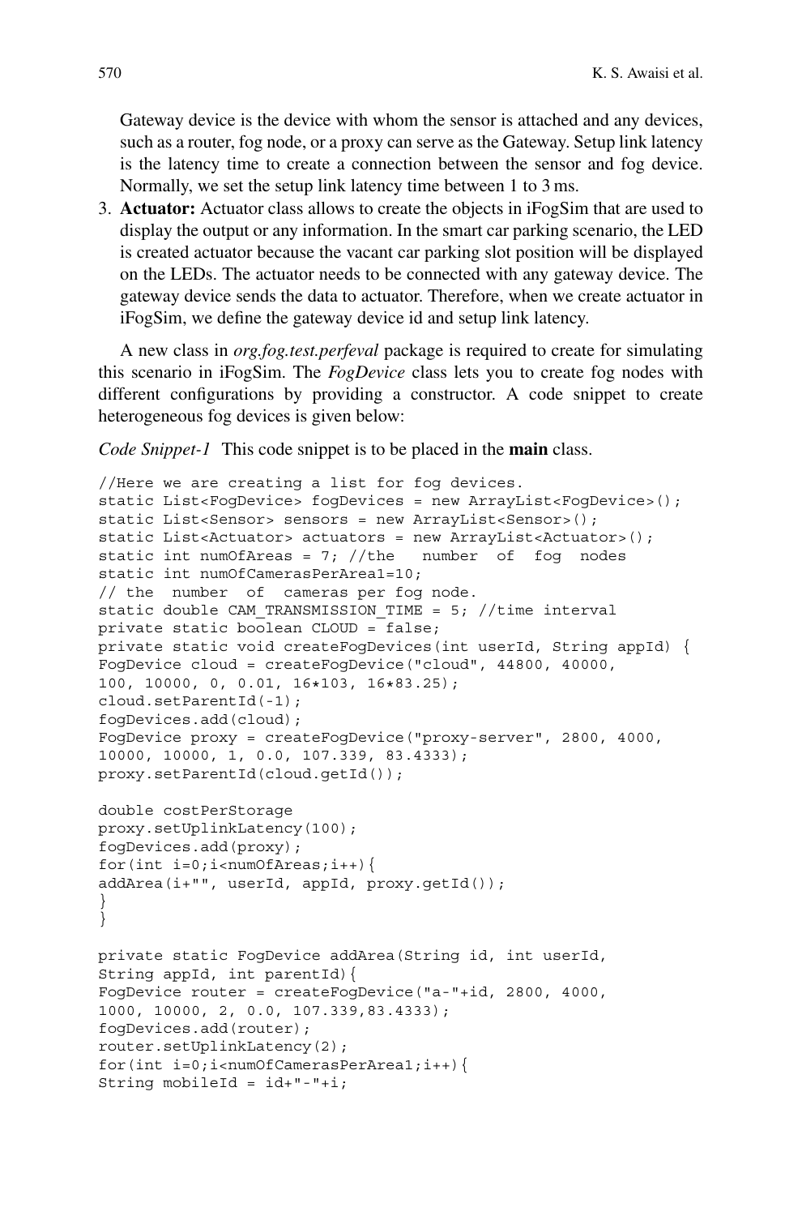Gateway device is the device with whom the sensor is attached and any devices, such as a router, fog node, or a proxy can serve as the Gateway. Setup link latency is the latency time to create a connection between the sensor and fog device. Normally, we set the setup link latency time between 1 to 3 ms.

3. **Actuator:** Actuator class allows to create the objects in iFogSim that are used to display the output or any information. In the smart car parking scenario, the LED is created actuator because the vacant car parking slot position will be displayed on the LEDs. The actuator needs to be connected with any gateway device. The gateway device sends the data to actuator. Therefore, when we create actuator in iFogSim, we define the gateway device id and setup link latency.

A new class in *org.fog.test.perfeval* package is required to create for simulating this scenario in iFogSim. The *FogDevice* class lets you to create fog nodes with different configurations by providing a constructor. A code snippet to create heterogeneous fog devices is given below:

*Code Snippet-1* This code snippet is to be placed in the **main** class.

```
//Here we are creating a list for fog devices.
static List<FogDevice> fogDevices = new ArrayList<FogDevice>();
static List<Sensor> sensors = new ArrayList<Sensor>();
static List<Actuator> actuators = new ArrayList<Actuator>();
static int numOfAreas = 7; //the   number  of  fog  nodes
static int numOfCamerasPerArea1=10;
// the  number  of  cameras per fog node.
static double CAM_TRANSMISSION_TIME = 5; //time interval
private static boolean CLOUD = false;
private static void createFogDevices(int userId, String appId) {
FogDevice cloud = createFogDevice("cloud", 44800, 40000,
100, 10000, 0, 0.01, 16*103, 16*83.25);
cloud.setParentId(-1);
fogDevices.add(cloud);
FogDevice proxy = createFogDevice("proxy-server", 2800, 4000,
10000, 10000, 1, 0.0, 107.339, 83.4333);
proxy.setParentId(cloud.getId());

double costPerStorage
proxy.setUplinkLatency(100);
fogDevices.add(proxy);
for(int i=0;i<numOfAreas;i++){
addArea(i+"", userId, appId, proxy.getId());
}
}

private static FogDevice addArea(String id, int userId,
String appId, int parentId){
FogDevice router = createFogDevice("a-"+id, 2800, 4000,
1000, 10000, 2, 0.0, 107.339,83.4333);
fogDevices.add(router);
router.setUplinkLatency(2);
for(int i=0;i<numOfCamerasPerArea1;i++){
String mobileId = id+"-"+i;
```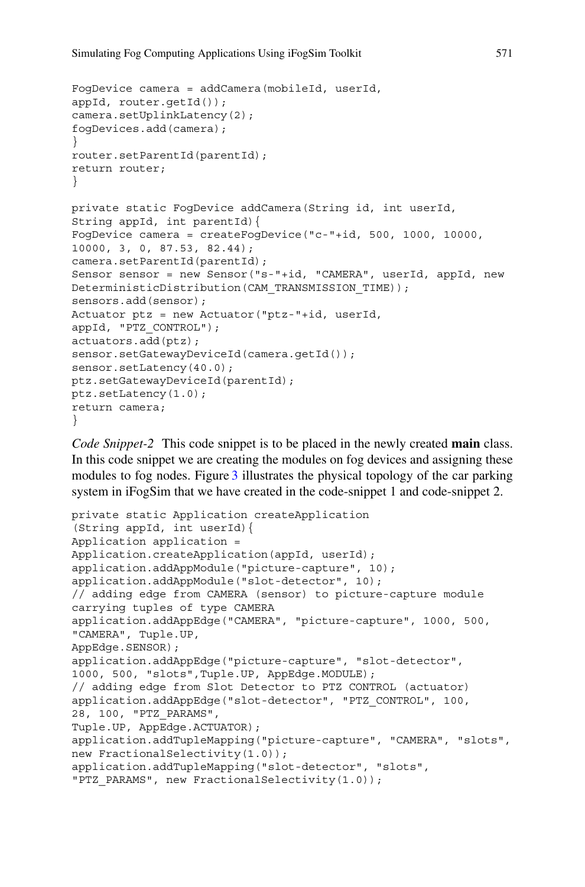```
FogDevice camera = addCamera(mobileId, userId,
appId, router.getId());
camera.setUplinkLatency(2);
fogDevices.add(camera);
}
router.setParentId(parentId);
return router;
}

private static FogDevice addCamera(String id, int userId,
String appId, int parentId){
FogDevice camera = createFogDevice("c-"+id, 500, 1000, 10000,
10000, 3, 0, 87.53, 82.44);
camera.setParentId(parentId);
Sensor sensor = new Sensor("s-"+id, "CAMERA", userId, appId, new
DeterministicDistribution(CAM_TRANSMISSION_TIME));
sensors.add(sensor);
Actuator ptz = new Actuator("ptz-"+id, userId,
appId, "PTZ_CONTROL");
actuators.add(ptz);
sensor.setGatewayDeviceId(camera.getId());
sensor.setLatency(40.0);
ptz.setGatewayDeviceId(parentId);
ptz.setLatency(1.0);
return camera;
}
```

*Code Snippet-2* This code snippet is to be placed in the newly created **main** class. In this code snippet we are creating the modules on fog devices and assigning these modules to fog nodes. Figure 3 illustrates the physical topology of the car parking system in iFogSim that we have created in the code-snippet 1 and code-snippet 2.

```
private static Application createApplication
(String appId, int userId){
Application application =
Application.createApplication(appId, userId);
application.addAppModule("picture-capture", 10);
application.addAppModule("slot-detector", 10);
// adding edge from CAMERA (sensor) to picture-capture module
carrying tuples of type CAMERA
application.addAppEdge("CAMERA", "picture-capture", 1000, 500,
"CAMERA", Tuple.UP,
AppEdge.SENSOR);
application.addAppEdge("picture-capture", "slot-detector",
1000, 500, "slots",Tuple.UP, AppEdge.MODULE);
// adding edge from Slot Detector to PTZ CONTROL (actuator)
application.addAppEdge("slot-detector", "PTZ_CONTROL", 100,
28, 100, "PTZ_PARAMS",
Tuple.UP, AppEdge.ACTUATOR);
application.addTupleMapping("picture-capture", "CAMERA", "slots",
new FractionalSelectivity(1.0));
application.addTupleMapping("slot-detector", "slots",
"PTZ_PARAMS", new FractionalSelectivity(1.0));
```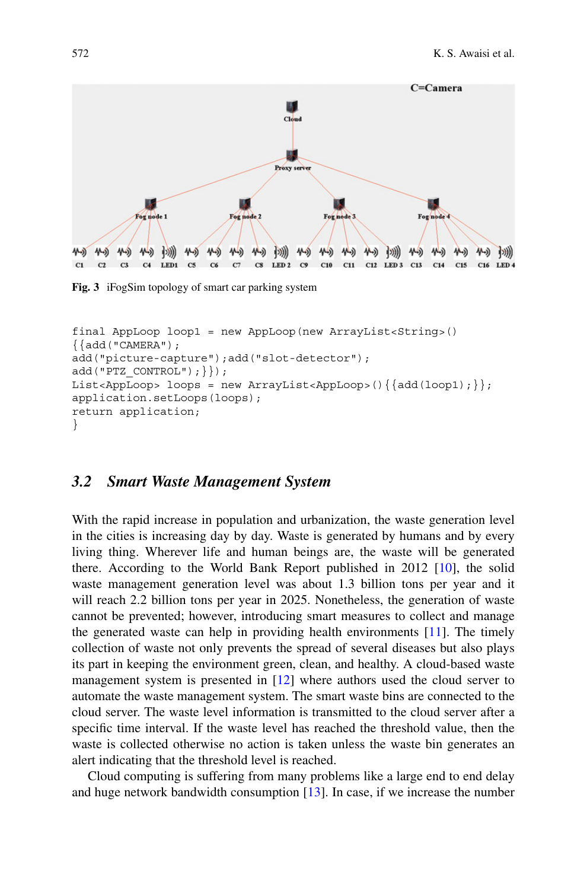Fig. 3 iFogSim topology of smart car parking system

```
final AppLoop loop1 = new AppLoop(new ArrayList<String>()
{{add("CAMERA");
add("picture-capture");add("slot-detector");
add("PTZ_CONTROL");}});
List<AppLoop> loops = new ArrayList<AppLoop>(){{add(loop1);}};
application.setLoops(loops);
return application;
}
```

### 3.2 *Smart Waste Management System*

With the rapid increase in population and urbanization, the waste generation level in the cities is increasing day by day. Waste is generated by humans and by every living thing. Wherever life and human beings are, the waste will be generated there. According to the World Bank Report published in 2012 [10], the solid waste management generation level was about 1.3 billion tons per year and it will reach 2.2 billion tons per year in 2025. Nonetheless, the generation of waste cannot be prevented; however, introducing smart measures to collect and manage the generated waste can help in providing health environments [11]. The timely collection of waste not only prevents the spread of several diseases but also plays its part in keeping the environment green, clean, and healthy. A cloud-based waste management system is presented in [12] where authors used the cloud server to automate the waste management system. The smart waste bins are connected to the cloud server. The waste level information is transmitted to the cloud server after a specific time interval. If the waste level has reached the threshold value, then the waste is collected otherwise no action is taken unless the waste bin generates an alert indicating that the threshold level is reached.

Cloud computing is suffering from many problems like a large end to end delay and huge network bandwidth consumption [13]. In case, if we increase the number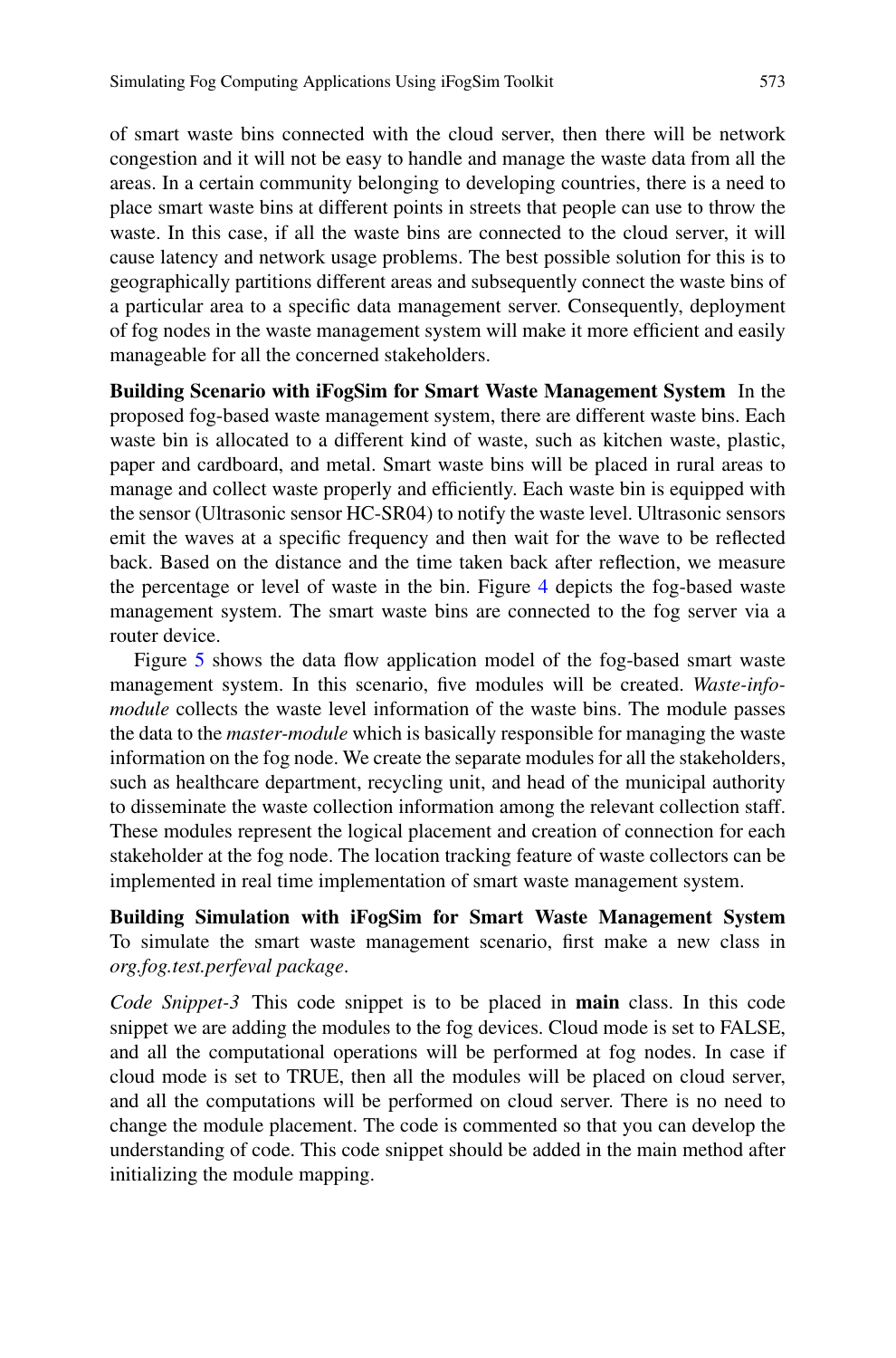of smart waste bins connected with the cloud server, then there will be network congestion and it will not be easy to handle and manage the waste data from all the areas. In a certain community belonging to developing countries, there is a need to place smart waste bins at different points in streets that people can use to throw the waste. In this case, if all the waste bins are connected to the cloud server, it will cause latency and network usage problems. The best possible solution for this is to geographically partitions different areas and subsequently connect the waste bins of a particular area to a specific data management server. Consequently, deployment of fog nodes in the waste management system will make it more efficient and easily manageable for all the concerned stakeholders.

**Building Scenario with iFogSim for Smart Waste Management System** In the proposed fog-based waste management system, there are different waste bins. Each waste bin is allocated to a different kind of waste, such as kitchen waste, plastic, paper and cardboard, and metal. Smart waste bins will be placed in rural areas to manage and collect waste properly and efficiently. Each waste bin is equipped with the sensor (Ultrasonic sensor HC-SR04) to notify the waste level. Ultrasonic sensors emit the waves at a specific frequency and then wait for the wave to be reflected back. Based on the distance and the time taken back after reflection, we measure the percentage or level of waste in the bin. Figure 4 depicts the fog-based waste management system. The smart waste bins are connected to the fog server via a router device.

Figure 5 shows the data flow application model of the fog-based smart waste management system. In this scenario, five modules will be created. *Waste-info-module* collects the waste level information of the waste bins. The module passes the data to the *master-module* which is basically responsible for managing the waste information on the fog node. We create the separate modules for all the stakeholders, such as healthcare department, recycling unit, and head of the municipal authority to disseminate the waste collection information among the relevant collection staff. These modules represent the logical placement and creation of connection for each stakeholder at the fog node. The location tracking feature of waste collectors can be implemented in real time implementation of smart waste management system.

**Building Simulation with iFogSim for Smart Waste Management System** To simulate the smart waste management scenario, first make a new class in *org.fog.test.perfeval package*.

*Code Snippet-3* This code snippet is to be placed in **main** class. In this code snippet we are adding the modules to the fog devices. Cloud mode is set to FALSE, and all the computational operations will be performed at fog nodes. In case if cloud mode is set to TRUE, then all the modules will be placed on cloud server, and all the computations will be performed on cloud server. There is no need to change the module placement. The code is commented so that you can develop the understanding of code. This code snippet should be added in the main method after initializing the module mapping.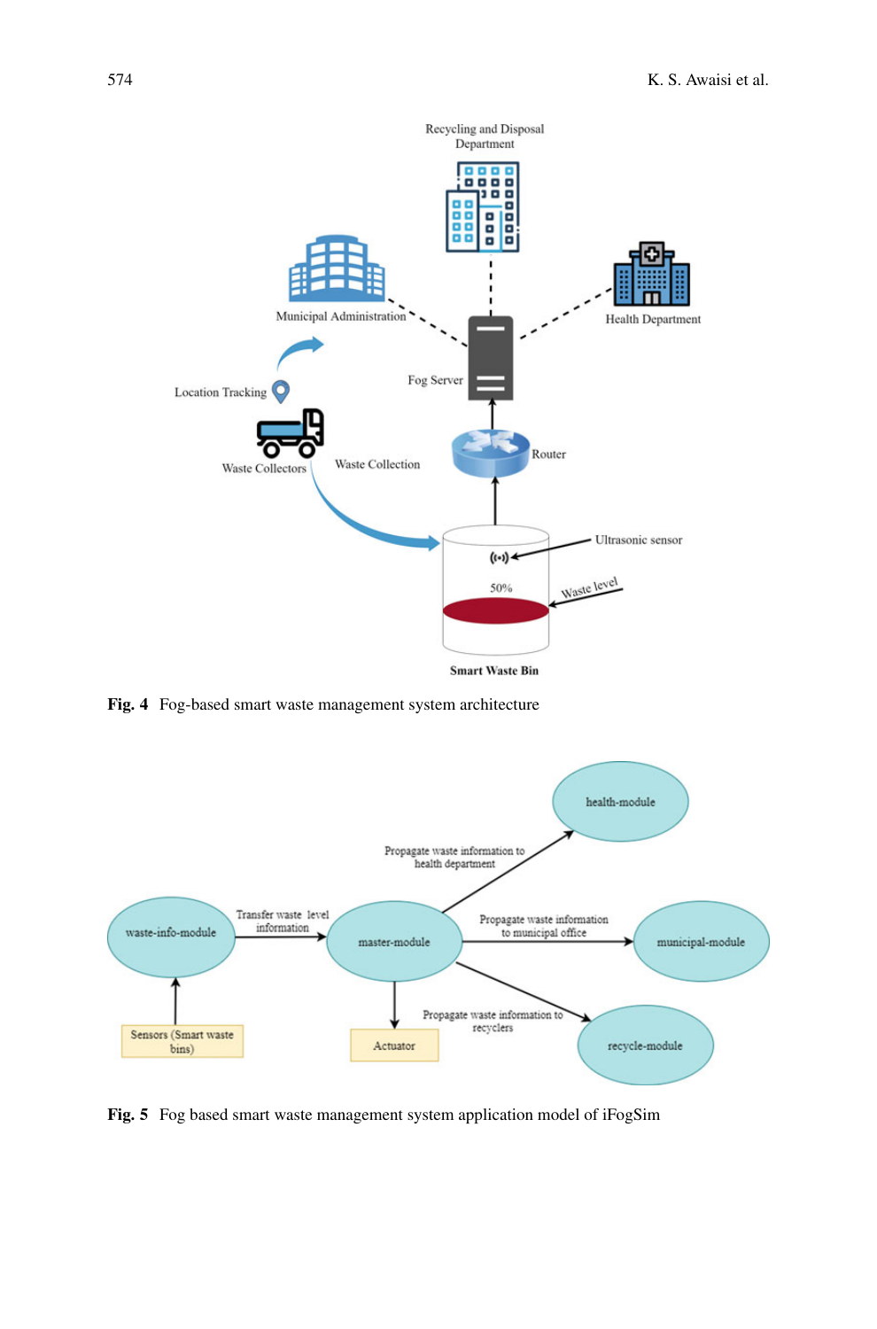Fig. 4 Fog-based smart waste management system architecture

Fig. 5 Fog based smart waste management system application model of iFogSim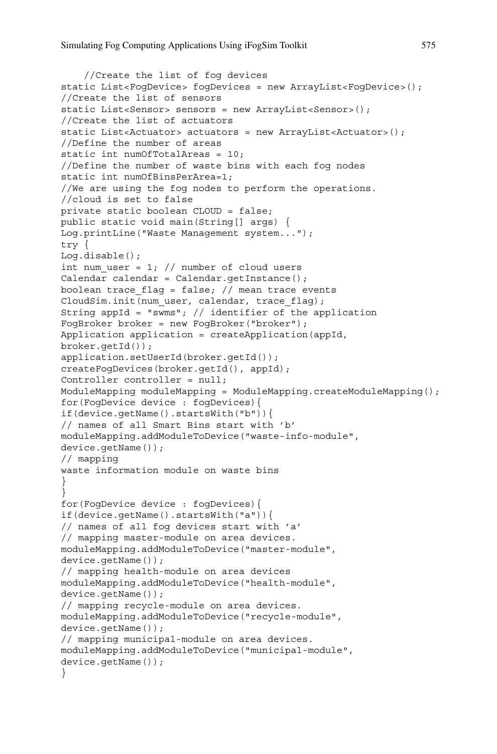```
    //Create the list of fog devices
static List<FogDevice> fogDevices = new ArrayList<FogDevice>();
//Create the list of sensors
static List<Sensor> sensors = new ArrayList<Sensor>();
//Create the list of actuators
static List<Actuator> actuators = new ArrayList<Actuator>();
//Define the number of areas
static int numOfTotalAreas = 10;
//Define the number of waste bins with each fog nodes
static int numOfBinsPerArea=1;
//We are using the fog nodes to perform the operations.
//cloud is set to false
private static boolean CLOUD = false;
public static void main(String[] args) {
Log.printLine("Waste Management system...");
try {
Log.disable();
int num_user = 1; // number of cloud users
Calendar calendar = Calendar.getInstance();
boolean trace_flag = false; // mean trace events
CloudSim.init(num_user, calendar, trace_flag);
String appId = "swms"; // identifier of the application
FogBroker broker = new FogBroker("broker");
Application application = createApplication(appId,
broker.getId());
application.setUserId(broker.getId());
createFogDevices(broker.getId(), appId);
Controller controller = null;
ModuleMapping moduleMapping = ModuleMapping.createModuleMapping();
for(FogDevice device : fogDevices){
if(device.getName().startsWith("b")){
// names of all Smart Bins start with 'b'
moduleMapping.addModuleToDevice("waste-info-module",
device.getName());
// mapping
waste information module on waste bins
}
}
for(FogDevice device : fogDevices){
if(device.getName().startsWith("a")){
// names of all fog devices start with 'a'
// mapping master-module on area devices.
moduleMapping.addModuleToDevice("master-module",
device.getName());
// mapping health-module on area devices
moduleMapping.addModuleToDevice("health-module",
device.getName());
// mapping recycle-module on area devices.
moduleMapping.addModuleToDevice("recycle-module",
device.getName());
// mapping municipal-module on area devices.
moduleMapping.addModuleToDevice("municipal-module",
device.getName());
}
```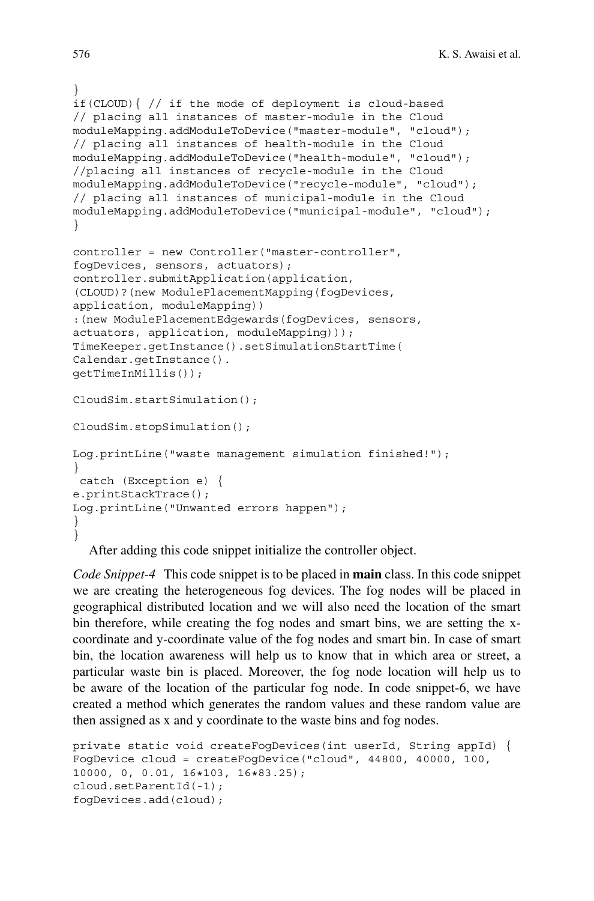```
}
if(CLOUD){ // if the mode of deployment is cloud-based
// placing all instances of master-module in the Cloud
moduleMapping.addModuleToDevice("master-module", "cloud");
// placing all instances of health-module in the Cloud
moduleMapping.addModuleToDevice("health-module", "cloud");
//placing all instances of recycle-module in the Cloud
moduleMapping.addModuleToDevice("recycle-module", "cloud");
// placing all instances of municipal-module in the Cloud
moduleMapping.addModuleToDevice("municipal-module", "cloud");
}

controller = new Controller("master-controller",
fogDevices, sensors, actuators);
controller.submitApplication(application,
(CLOUD)?(new ModulePlacementMapping(fogDevices,
application, moduleMapping))
:(new ModulePlacementEdgewards(fogDevices, sensors,
actuators, application, moduleMapping)));
TimeKeeper.getInstance().setSimulationStartTime(
Calendar.getInstance().
getTimeInMillis());

CloudSim.startSimulation();

CloudSim.stopSimulation();

Log.printLine("waste management simulation finished!");
}
 catch (Exception e) {
e.printStackTrace();
Log.printLine("Unwanted errors happen");
}
}
```

After adding this code snippet initialize the controller object.

*Code Snippet-4* This code snippet is to be placed in **main** class. In this code snippet we are creating the heterogeneous fog devices. The fog nodes will be placed in geographical distributed location and we will also need the location of the smart bin therefore, while creating the fog nodes and smart bins, we are setting the x-coordinate and y-coordinate value of the fog nodes and smart bin. In case of smart bin, the location awareness will help us to know that in which area or street, a particular waste bin is placed. Moreover, the fog node location will help us to be aware of the location of the particular fog node. In code snippet-6, we have created a method which generates the random values and these random value are then assigned as x and y coordinate to the waste bins and fog nodes.

```
private static void createFogDevices(int userId, String appId) {
FogDevice cloud = createFogDevice("cloud", 44800, 40000, 100,
10000, 0, 0.01, 16*103, 16*83.25);
cloud.setParentId(-1);
fogDevices.add(cloud);
```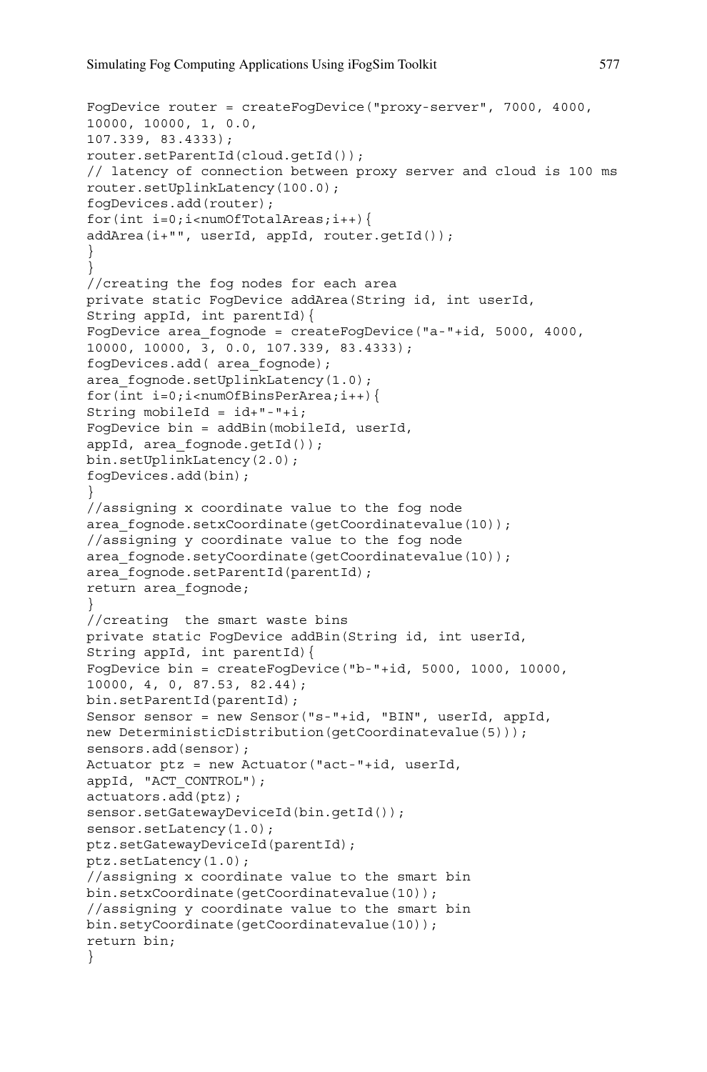```
FogDevice router = createFogDevice("proxy-server", 7000, 4000,
10000, 10000, 1, 0.0,
107.339, 83.4333);
router.setParentId(cloud.getId());
// latency of connection between proxy server and cloud is 100 ms
router.setUplinkLatency(100.0);
fogDevices.add(router);
for(int i=0;i<numOfTotalAreas;i++){
addArea(i+"", userId, appId, router.getId());
}
}
//creating the fog nodes for each area
private static FogDevice addArea(String id, int userId,
String appId, int parentId){
FogDevice area_fognode = createFogDevice("a-"+id, 5000, 4000,
10000, 10000, 3, 0.0, 107.339, 83.4333);
fogDevices.add( area_fognode);
area_fognode.setUplinkLatency(1.0);
for(int i=0;i<numOfBinsPerArea;i++){
String mobileId = id+"-"+i;
FogDevice bin = addBin(mobileId, userId,
appId, area_fognode.getId());
bin.setUplinkLatency(2.0);
fogDevices.add(bin);
}
//assigning x coordinate value to the fog node
area_fognode.setxCoordinate(getCoordinatevalue(10));
//assigning y coordinate value to the fog node
area_fognode.setyCoordinate(getCoordinatevalue(10));
area_fognode.setParentId(parentId);
return area_fognode;
}
//creating  the smart waste bins
private static FogDevice addBin(String id, int userId,
String appId, int parentId){
FogDevice bin = createFogDevice("b-"+id, 5000, 1000, 10000,
10000, 4, 0, 87.53, 82.44);
bin.setParentId(parentId);
Sensor sensor = new Sensor("s-"+id, "BIN", userId, appId,
new DeterministicDistribution(getCoordinatevalue(5)));
sensors.add(sensor);
Actuator ptz = new Actuator("act-"+id, userId,
appId, "ACT_CONTROL");
actuators.add(ptz);
sensor.setGatewayDeviceId(bin.getId());
sensor.setLatency(1.0);
ptz.setGatewayDeviceId(parentId);
ptz.setLatency(1.0);
//assigning x coordinate value to the smart bin
bin.setxCoordinate(getCoordinatevalue(10));
//assigning y coordinate value to the smart bin
bin.setyCoordinate(getCoordinatevalue(10));
return bin;
}
```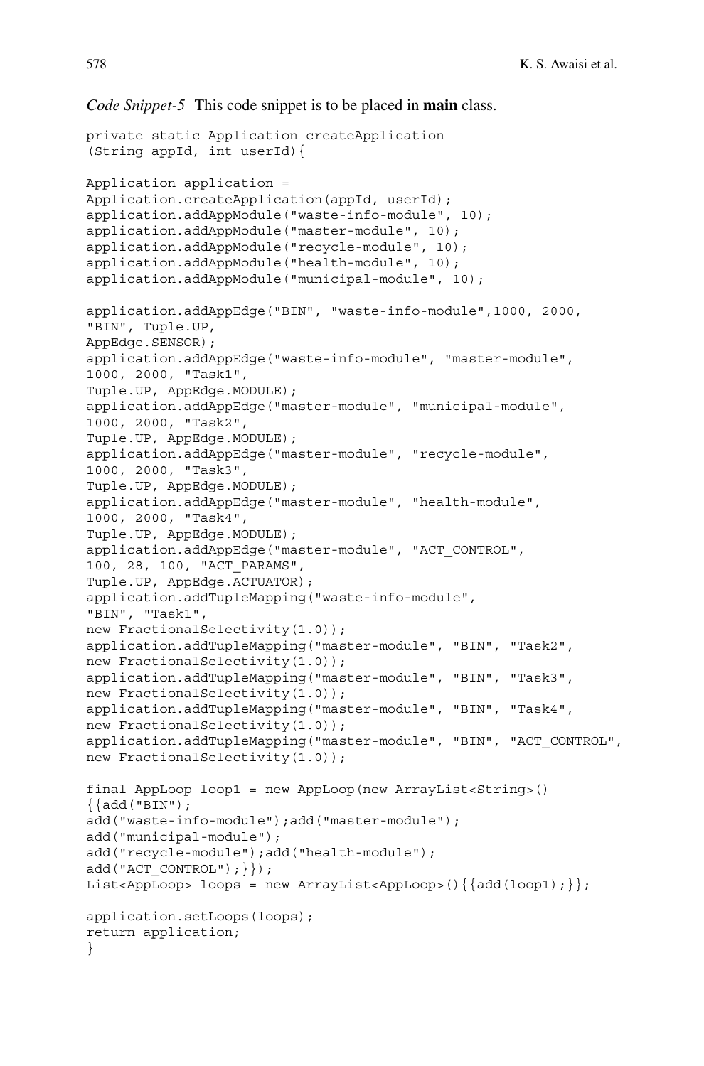*Code Snippet-5* This code snippet is to be placed in **main** class.

```
private static Application createApplication
(String appId, int userId){

Application application =
Application.createApplication(appId, userId);
application.addAppModule("waste-info-module", 10);
application.addAppModule("master-module", 10);
application.addAppModule("recycle-module", 10);
application.addAppModule("health-module", 10);
application.addAppModule("municipal-module", 10);

application.addAppEdge("BIN", "waste-info-module",1000, 2000,
"BIN", Tuple.UP,
AppEdge.SENSOR);
application.addAppEdge("waste-info-module", "master-module",
1000, 2000, "Task1",
Tuple.UP, AppEdge.MODULE);
application.addAppEdge("master-module", "municipal-module",
1000, 2000, "Task2",
Tuple.UP, AppEdge.MODULE);
application.addAppEdge("master-module", "recycle-module",
1000, 2000, "Task3",
Tuple.UP, AppEdge.MODULE);
application.addAppEdge("master-module", "health-module",
1000, 2000, "Task4",
Tuple.UP, AppEdge.MODULE);
application.addAppEdge("master-module", "ACT_CONTROL",
100, 28, 100, "ACT_PARAMS",
Tuple.UP, AppEdge.ACTUATOR);
application.addTupleMapping("waste-info-module",
"BIN", "Task1",
new FractionalSelectivity(1.0));
application.addTupleMapping("master-module", "BIN", "Task2",
new FractionalSelectivity(1.0));
application.addTupleMapping("master-module", "BIN", "Task3",
new FractionalSelectivity(1.0));
application.addTupleMapping("master-module", "BIN", "Task4",
new FractionalSelectivity(1.0));
application.addTupleMapping("master-module", "BIN", "ACT_CONTROL",
new FractionalSelectivity(1.0));

final AppLoop loop1 = new AppLoop(new ArrayList<String>()
{{add("BIN");
add("waste-info-module");add("master-module");
add("municipal-module");
add("recycle-module");add("health-module");
add("ACT_CONTROL");}});
List<AppLoop> loops = new ArrayList<AppLoop>(){{add(loop1);}};

application.setLoops(loops);
return application;
}
```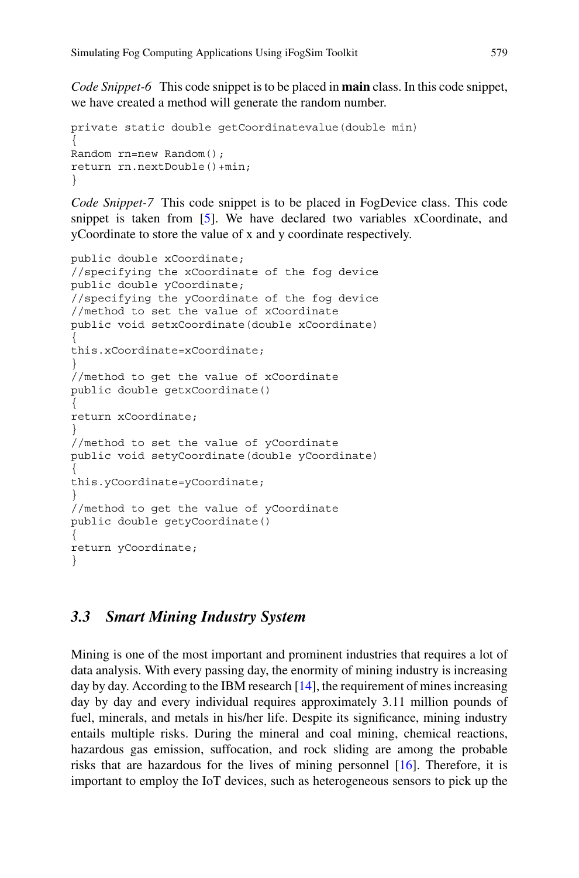*Code Snippet-6* This code snippet is to be placed in **main** class. In this code snippet, we have created a method will generate the random number.

```
private static double getCoordinatevalue(double min)
{
Random rn=new Random();
return rn.nextDouble()+min;
}
```

*Code Snippet-7* This code snippet is to be placed in FogDevice class. This code snippet is taken from [5]. We have declared two variables xCoordinate, and yCoordinate to store the value of x and y coordinate respectively.

```
public double xCoordinate;
//specifying the xCoordinate of the fog device
public double yCoordinate;
//specifying the yCoordinate of the fog device
//method to set the value of xCoordinate
public void setxCoordinate(double xCoordinate)
{
this.xCoordinate=xCoordinate;
}
//method to get the value of xCoordinate
public double getxCoordinate()
{
return xCoordinate;
}
//method to set the value of yCoordinate
public void setyCoordinate(double yCoordinate)
{
this.yCoordinate=yCoordinate;
}
//method to get the value of yCoordinate
public double getyCoordinate()
{
return yCoordinate;
}
```

### *3.3 Smart Mining Industry System*

Mining is one of the most important and prominent industries that requires a lot of data analysis. With every passing day, the enormity of mining industry is increasing day by day. According to the IBM research [14], the requirement of mines increasing day by day and every individual requires approximately 3.11 million pounds of fuel, minerals, and metals in his/her life. Despite its significance, mining industry entails multiple risks. During the mineral and coal mining, chemical reactions, hazardous gas emission, suffocation, and rock sliding are among the probable risks that are hazardous for the lives of mining personnel [16]. Therefore, it is important to employ the IoT devices, such as heterogeneous sensors to pick up the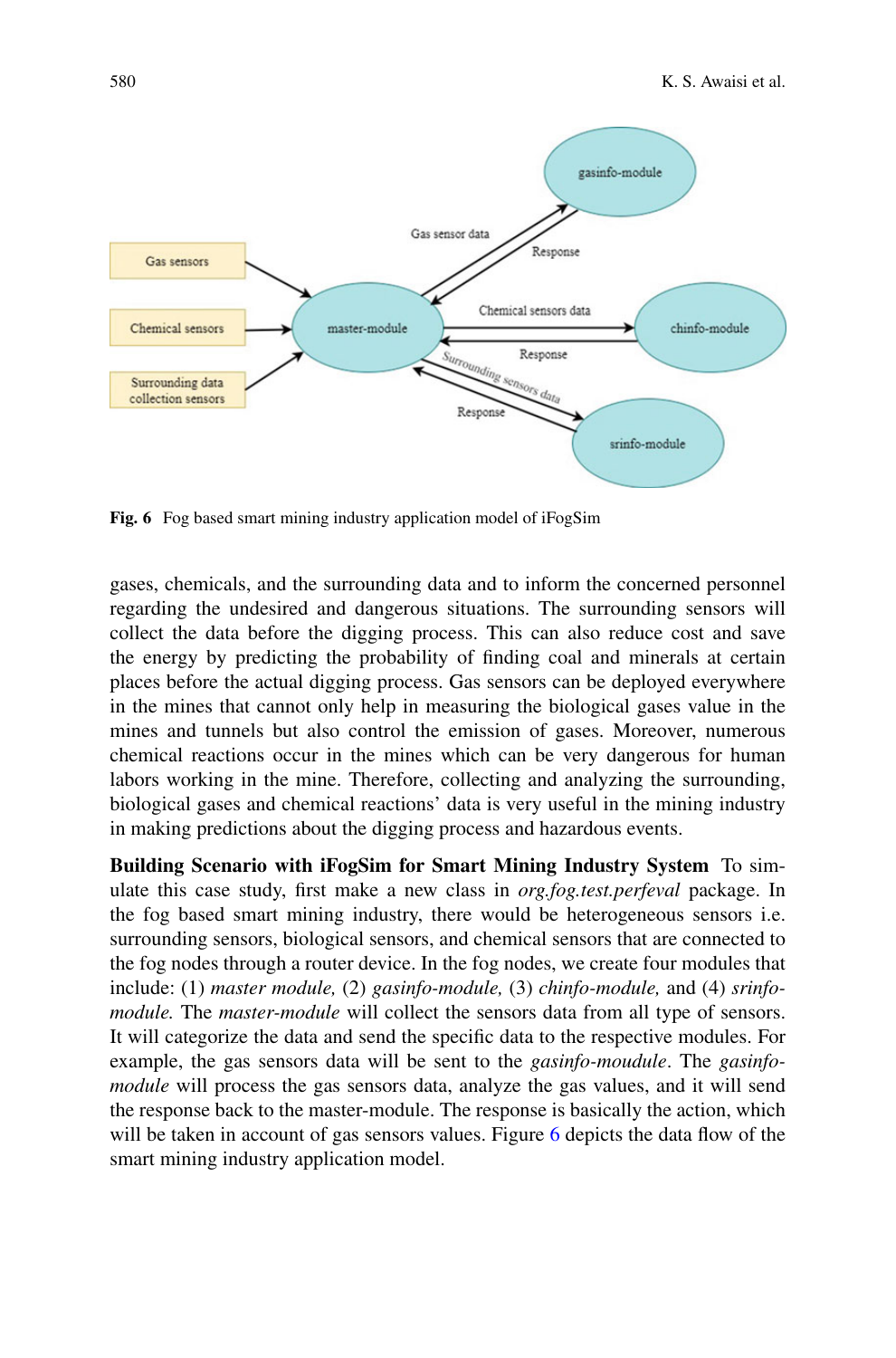Fig. 6 Fog based smart mining industry application model of iFogSim

gases, chemicals, and the surrounding data and to inform the concerned personnel regarding the undesired and dangerous situations. The surrounding sensors will collect the data before the digging process. This can also reduce cost and save the energy by predicting the probability of finding coal and minerals at certain places before the actual digging process. Gas sensors can be deployed everywhere in the mines that cannot only help in measuring the biological gases value in the mines and tunnels but also control the emission of gases. Moreover, numerous chemical reactions occur in the mines which can be very dangerous for human labors working in the mine. Therefore, collecting and analyzing the surrounding, biological gases and chemical reactions' data is very useful in the mining industry in making predictions about the digging process and hazardous events.

**Building Scenario with iFogSim for Smart Mining Industry System** To simulate this case study, first make a new class in *org.fog.test.perfeval* package. In the fog based smart mining industry, there would be heterogeneous sensors i.e. surrounding sensors, biological sensors, and chemical sensors that are connected to the fog nodes through a router device. In the fog nodes, we create four modules that include: (1) *master module,* (2) *gasinfo-module,* (3) *chinfo-module,* and (4) *srinfo-module.* The *master-module* will collect the sensors data from all type of sensors. It will categorize the data and send the specific data to the respective modules. For example, the gas sensors data will be sent to the *gasinfo-moudule*. The *gasinfo-module* will process the gas sensors data, analyze the gas values, and it will send the response back to the master-module. The response is basically the action, which will be taken in account of gas sensors values. Figure 6 depicts the data flow of the smart mining industry application model.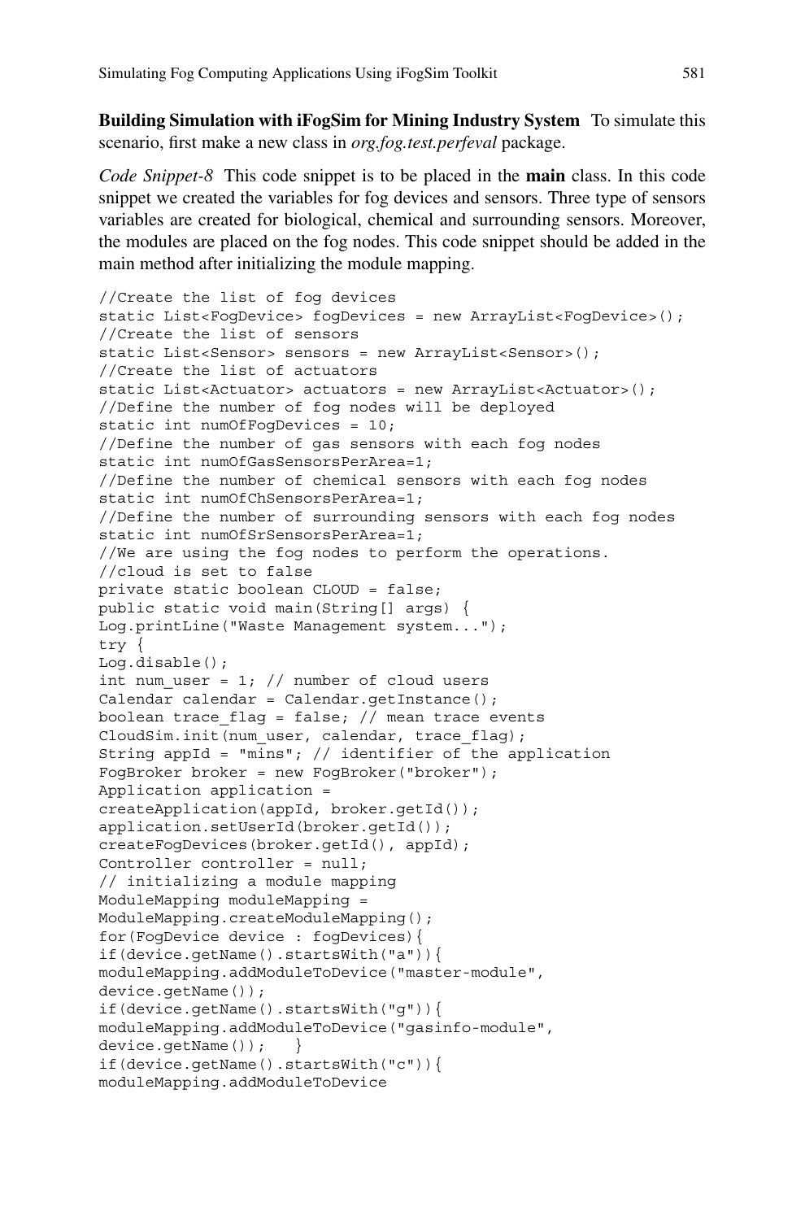**Building Simulation with iFogSim for Mining Industry System** To simulate this scenario, first make a new class in *org.fog.test.perfeval* package.

*Code Snippet-8* This code snippet is to be placed in the **main** class. In this code snippet we created the variables for fog devices and sensors. Three type of sensors variables are created for biological, chemical and surrounding sensors. Moreover, the modules are placed on the fog nodes. This code snippet should be added in the main method after initializing the module mapping.

```
//Create the list of fog devices
static List<FogDevice> fogDevices = new ArrayList<FogDevice>();
//Create the list of sensors
static List<Sensor> sensors = new ArrayList<Sensor>();
//Create the list of actuators
static List<Actuator> actuators = new ArrayList<Actuator>();
//Define the number of fog nodes will be deployed
static int numOfFogDevices = 10;
//Define the number of gas sensors with each fog nodes
static int numOfGasSensorsPerArea=1;
//Define the number of chemical sensors with each fog nodes
static int numOfChSensorsPerArea=1;
//Define the number of surrounding sensors with each fog nodes
static int numOfSrSensorsPerArea=1;
//We are using the fog nodes to perform the operations.
//cloud is set to false
private static boolean CLOUD = false;
public static void main(String[] args) {
Log.printLine("Waste Management system...");
try {
Log.disable();
int num_user = 1; // number of cloud users
Calendar calendar = Calendar.getInstance();
boolean trace_flag = false; // mean trace events
CloudSim.init(num_user, calendar, trace_flag);
String appId = "mins"; // identifier of the application
FogBroker broker = new FogBroker("broker");
Application application =
createApplication(appId, broker.getId());
application.setUserId(broker.getId());
createFogDevices(broker.getId(), appId);
Controller controller = null;
// initializing a module mapping
ModuleMapping moduleMapping =
ModuleMapping.createModuleMapping();
for(FogDevice device : fogDevices){
if(device.getName().startsWith("a")){
moduleMapping.addModuleToDevice("master-module",
device.getName());
if(device.getName().startsWith("g")){
moduleMapping.addModuleToDevice("gasinfo-module",
device.getName());   }
if(device.getName().startsWith("c")){
moduleMapping.addModuleToDevice
```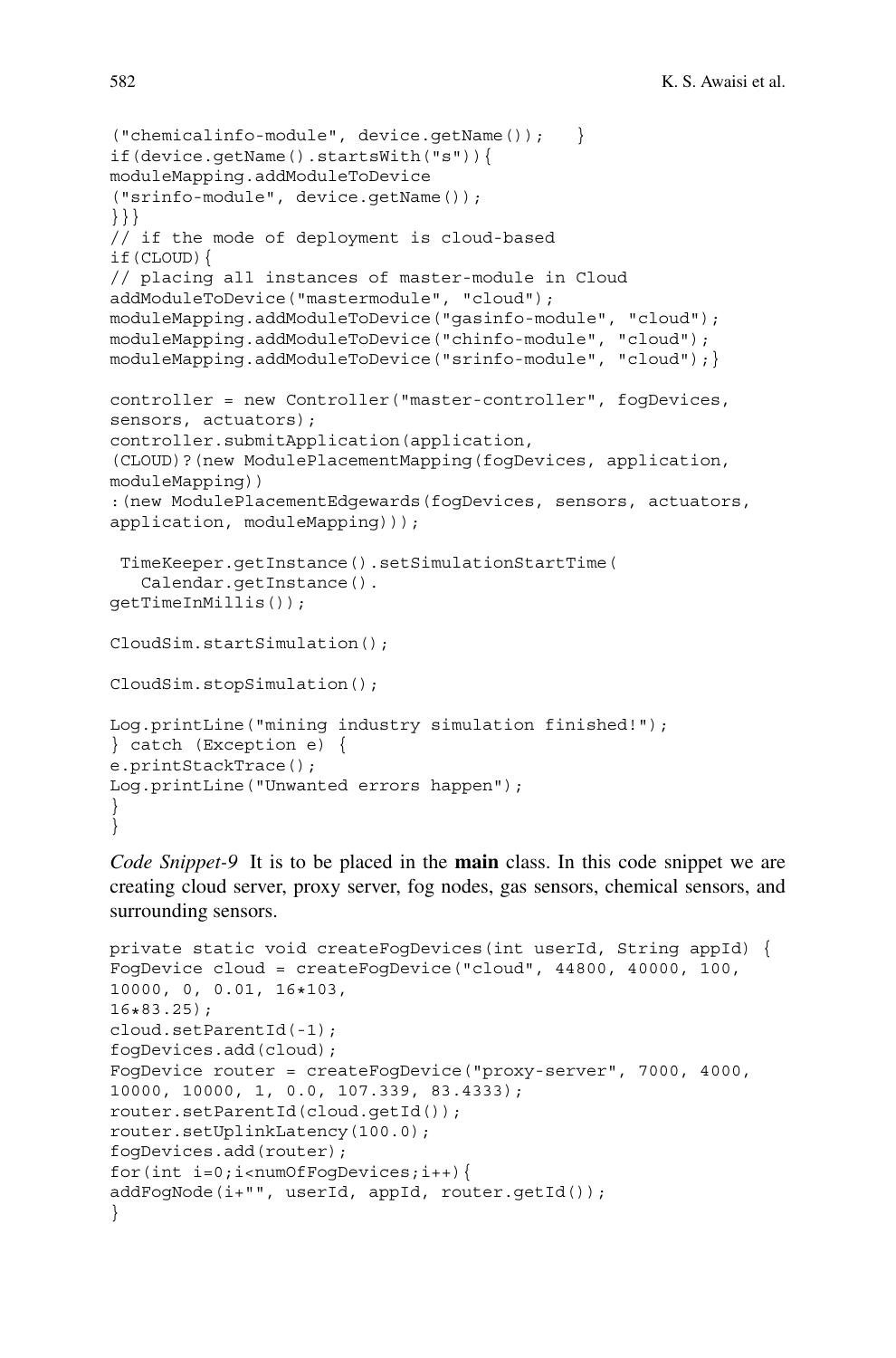```
("chemicalinfo-module", device.getName());   }
if(device.getName().startsWith("s")){
moduleMapping.addModuleToDevice
("srinfo-module", device.getName());
}}}
// if the mode of deployment is cloud-based
if(CLOUD){
// placing all instances of master-module in Cloud
addModuleToDevice("mastermodule", "cloud");
moduleMapping.addModuleToDevice("gasinfo-module", "cloud");
moduleMapping.addModuleToDevice("chinfo-module", "cloud");
moduleMapping.addModuleToDevice("srinfo-module", "cloud");}

controller = new Controller("master-controller", fogDevices,
sensors, actuators);
controller.submitApplication(application,
(CLOUD)?(new ModulePlacementMapping(fogDevices, application,
moduleMapping))
:(new ModulePlacementEdgewards(fogDevices, sensors, actuators,
application, moduleMapping)));

 TimeKeeper.getInstance().setSimulationStartTime(
   Calendar.getInstance().
getTimeInMillis());

CloudSim.startSimulation();

CloudSim.stopSimulation();

Log.printLine("mining industry simulation finished!");
} catch (Exception e) {
e.printStackTrace();
Log.printLine("Unwanted errors happen");
}
}
```

*Code Snippet-9* It is to be placed in the **main** class. In this code snippet we are creating cloud server, proxy server, fog nodes, gas sensors, chemical sensors, and surrounding sensors.

```
private static void createFogDevices(int userId, String appId) {
FogDevice cloud = createFogDevice("cloud", 44800, 40000, 100,
10000, 0, 0.01, 16*103,
16*83.25);
cloud.setParentId(-1);
fogDevices.add(cloud);
FogDevice router = createFogDevice("proxy-server", 7000, 4000,
10000, 10000, 1, 0.0, 107.339, 83.4333);
router.setParentId(cloud.getId());
router.setUplinkLatency(100.0);
fogDevices.add(router);
for(int i=0;i<numOfFogDevices;i++){
addFogNode(i+"", userId, appId, router.getId());
}
```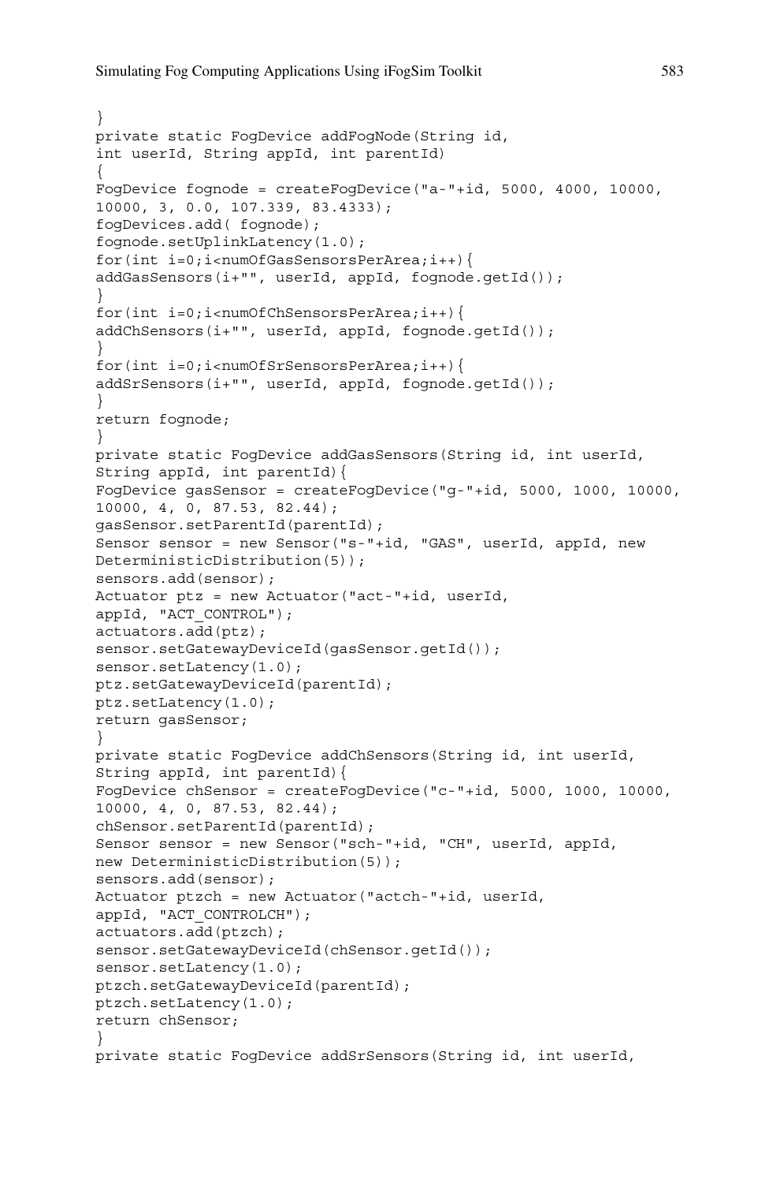```
}
private static FogDevice addFogNode(String id,
int userId, String appId, int parentId)
{
FogDevice fognode = createFogDevice("a-"+id, 5000, 4000, 10000,
10000, 3, 0.0, 107.339, 83.4333);
fogDevices.add( fognode);
fognode.setUplinkLatency(1.0);
for(int i=0;i<numOfGasSensorsPerArea;i++){
addGasSensors(i+"", userId, appId, fognode.getId());
}
for(int i=0;i<numOfChSensorsPerArea;i++){
addChSensors(i+"", userId, appId, fognode.getId());
}
for(int i=0;i<numOfSrSensorsPerArea;i++){
addSrSensors(i+"", userId, appId, fognode.getId());
}
return fognode;
}
private static FogDevice addGasSensors(String id, int userId,
String appId, int parentId){
FogDevice gasSensor = createFogDevice("g-"+id, 5000, 1000, 10000,
10000, 4, 0, 87.53, 82.44);
gasSensor.setParentId(parentId);
Sensor sensor = new Sensor("s-"+id, "GAS", userId, appId, new
DeterministicDistribution(5));
sensors.add(sensor);
Actuator ptz = new Actuator("act-"+id, userId,
appId, "ACT_CONTROL");
actuators.add(ptz);
sensor.setGatewayDeviceId(gasSensor.getId());
sensor.setLatency(1.0);
ptz.setGatewayDeviceId(parentId);
ptz.setLatency(1.0);
return gasSensor;
}
private static FogDevice addChSensors(String id, int userId,
String appId, int parentId){
FogDevice chSensor = createFogDevice("c-"+id, 5000, 1000, 10000,
10000, 4, 0, 87.53, 82.44);
chSensor.setParentId(parentId);
Sensor sensor = new Sensor("sch-"+id, "CH", userId, appId,
new DeterministicDistribution(5));
sensors.add(sensor);
Actuator ptzch = new Actuator("actch-"+id, userId,
appId, "ACT_CONTROLCH");
actuators.add(ptzch);
sensor.setGatewayDeviceId(chSensor.getId());
sensor.setLatency(1.0);
ptzch.setGatewayDeviceId(parentId);
ptzch.setLatency(1.0);
return chSensor;
}
private static FogDevice addSrSensors(String id, int userId,
```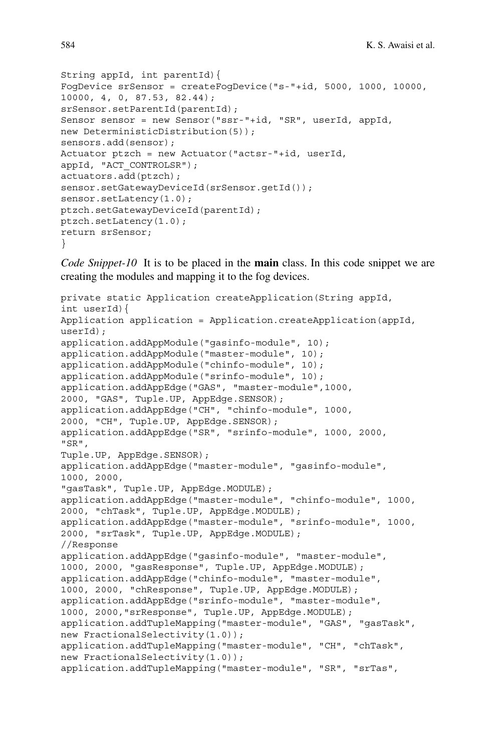```
String appId, int parentId){
FogDevice srSensor = createFogDevice("s-"+id, 5000, 1000, 10000,
10000, 4, 0, 87.53, 82.44);
srSensor.setParentId(parentId);
Sensor sensor = new Sensor("ssr-"+id, "SR", userId, appId,
new DeterministicDistribution(5));
sensors.add(sensor);
Actuator ptzch = new Actuator("actsr-"+id, userId,
appId, "ACT_CONTROLSR");
actuators.add(ptzch);
sensor.setGatewayDeviceId(srSensor.getId());
sensor.setLatency(1.0);
ptzch.setGatewayDeviceId(parentId);
ptzch.setLatency(1.0);
return srSensor;
}
```

*Code Snippet-10* It is to be placed in the **main** class. In this code snippet we are creating the modules and mapping it to the fog devices.

```
private static Application createApplication(String appId,
int userId){
Application application = Application.createApplication(appId,
userId);
application.addAppModule("gasinfo-module", 10);
application.addAppModule("master-module", 10);
application.addAppModule("chinfo-module", 10);
application.addAppModule("srinfo-module", 10);
application.addAppEdge("GAS", "master-module",1000,
2000, "GAS", Tuple.UP, AppEdge.SENSOR);
application.addAppEdge("CH", "chinfo-module", 1000,
2000, "CH", Tuple.UP, AppEdge.SENSOR);
application.addAppEdge("SR", "srinfo-module", 1000, 2000,
"SR",
Tuple.UP, AppEdge.SENSOR);
application.addAppEdge("master-module", "gasinfo-module",
1000, 2000,
"gasTask", Tuple.UP, AppEdge.MODULE);
application.addAppEdge("master-module", "chinfo-module", 1000,
2000, "chTask", Tuple.UP, AppEdge.MODULE);
application.addAppEdge("master-module", "srinfo-module", 1000,
2000, "srTask", Tuple.UP, AppEdge.MODULE);
//Response
application.addAppEdge("gasinfo-module", "master-module",
1000, 2000, "gasResponse", Tuple.UP, AppEdge.MODULE);
application.addAppEdge("chinfo-module", "master-module",
1000, 2000, "chResponse", Tuple.UP, AppEdge.MODULE);
application.addAppEdge("srinfo-module", "master-module",
1000, 2000,"srResponse", Tuple.UP, AppEdge.MODULE);
application.addTupleMapping("master-module", "GAS", "gasTask",
new FractionalSelectivity(1.0));
application.addTupleMapping("master-module", "CH", "chTask",
new FractionalSelectivity(1.0));
application.addTupleMapping("master-module", "SR", "srTas",
```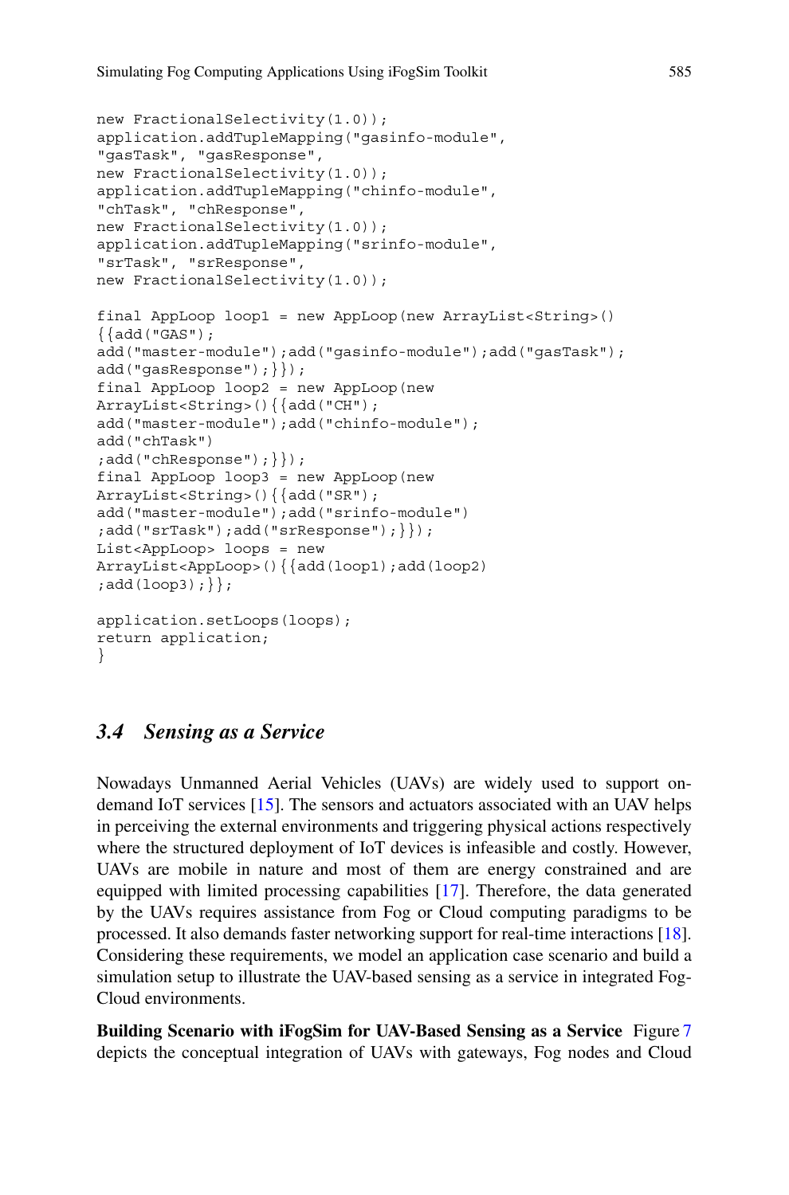```
new FractionalSelectivity(1.0));
application.addTupleMapping("gasinfo-module",
"gasTask", "gasResponse",
new FractionalSelectivity(1.0));
application.addTupleMapping("chinfo-module",
"chTask", "chResponse",
new FractionalSelectivity(1.0));
application.addTupleMapping("srinfo-module",
"srTask", "srResponse",
new FractionalSelectivity(1.0));

final AppLoop loop1 = new AppLoop(new ArrayList<String>()
{{add("GAS");
add("master-module");add("gasinfo-module");add("gasTask");
add("gasResponse");}});
final AppLoop loop2 = new AppLoop(new
ArrayList<String>(){{add("CH");
add("master-module");add("chinfo-module");
add("chTask")
;add("chResponse");}});
final AppLoop loop3 = new AppLoop(new
ArrayList<String>(){{add("SR");
add("master-module");add("srinfo-module")
;add("srTask");add("srResponse");}});
List<AppLoop> loops = new
ArrayList<AppLoop>(){{add(loop1);add(loop2)
;add(loop3);}};

application.setLoops(loops);
return application;
}
```

### *3.4 Sensing as a Service*

Nowadays Unmanned Aerial Vehicles (UAVs) are widely used to support on-demand IoT services [15]. The sensors and actuators associated with an UAV helps in perceiving the external environments and triggering physical actions respectively where the structured deployment of IoT devices is infeasible and costly. However, UAVs are mobile in nature and most of them are energy constrained and are equipped with limited processing capabilities [17]. Therefore, the data generated by the UAVs requires assistance from Fog or Cloud computing paradigms to be processed. It also demands faster networking support for real-time interactions [18]. Considering these requirements, we model an application case scenario and build a simulation setup to illustrate the UAV-based sensing as a service in integrated Fog-Cloud environments.

**Building Scenario with iFogSim for UAV-Based Sensing as a Service** Figure 7 depicts the conceptual integration of UAVs with gateways, Fog nodes and Cloud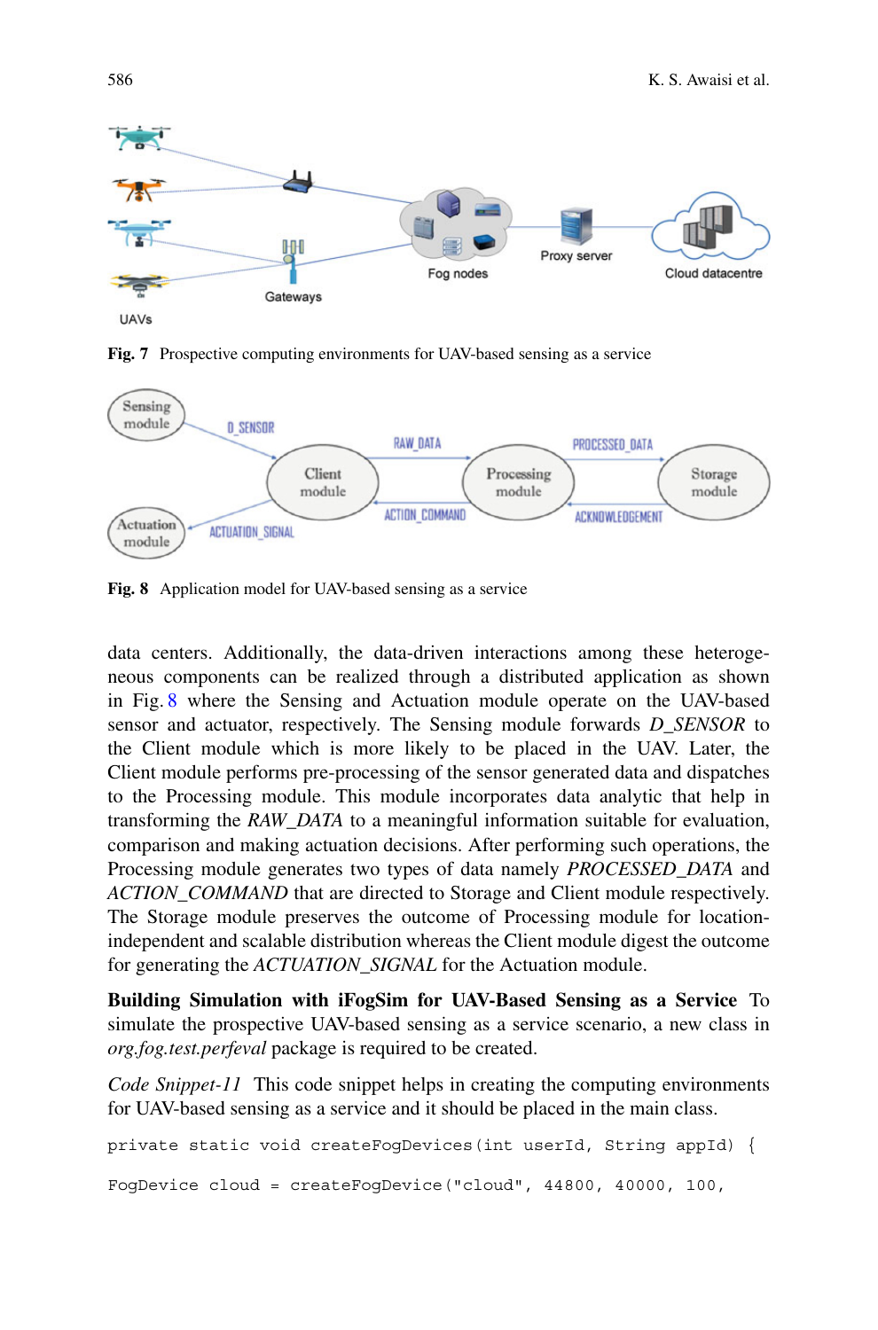Fig. 7 Prospective computing environments for UAV-based sensing as a service

Fig. 8 Application model for UAV-based sensing as a service

data centers. Additionally, the data-driven interactions among these heterogeneous components can be realized through a distributed application as shown in Fig. 8 where the Sensing and Actuation module operate on the UAV-based sensor and actuator, respectively. The Sensing module forwards *D_SENSOR* to the Client module which is more likely to be placed in the UAV. Later, the Client module performs pre-processing of the sensor generated data and dispatches to the Processing module. This module incorporates data analytic that help in transforming the *RAW_DATA* to a meaningful information suitable for evaluation, comparison and making actuation decisions. After performing such operations, the Processing module generates two types of data namely *PROCESSED_DATA* and *ACTION_COMMAND* that are directed to Storage and Client module respectively. The Storage module preserves the outcome of Processing module for location-independent and scalable distribution whereas the Client module digest the outcome for generating the *ACTUATION_SIGNAL* for the Actuation module.

**Building Simulation with iFogSim for UAV-Based Sensing as a Service** To simulate the prospective UAV-based sensing as a service scenario, a new class in *org.fog.test.perfeval* package is required to be created.

*Code Snippet-11* This code snippet helps in creating the computing environments for UAV-based sensing as a service and it should be placed in the main class.

```
private static void createFogDevices(int userId, String appId) {

FogDevice cloud = createFogDevice("cloud", 44800, 40000, 100,
```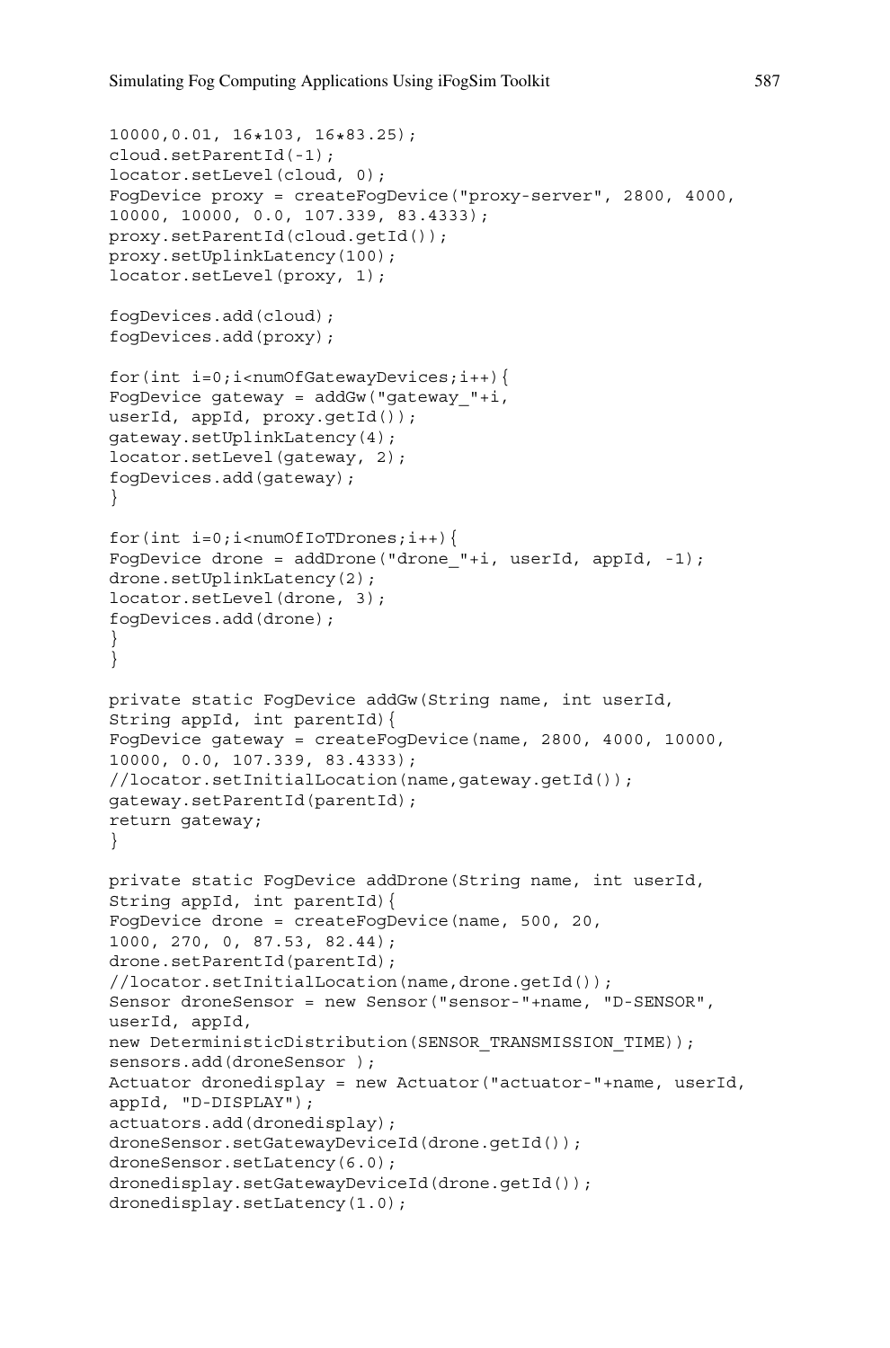```
10000,0.01, 16*103, 16*83.25);
cloud.setParentId(-1);
locator.setLevel(cloud, 0);
FogDevice proxy = createFogDevice("proxy-server", 2800, 4000,
10000, 10000, 0.0, 107.339, 83.4333);
proxy.setParentId(cloud.getId());
proxy.setUplinkLatency(100);
locator.setLevel(proxy, 1);

fogDevices.add(cloud);
fogDevices.add(proxy);

for(int i=0;i<numOfGatewayDevices;i++){
FogDevice gateway = addGw("gateway_"+i,
userId, appId, proxy.getId());
gateway.setUplinkLatency(4);
locator.setLevel(gateway, 2);
fogDevices.add(gateway);
}

for(int i=0;i<numOfIoTDrones;i++){
FogDevice drone = addDrone("drone_"+i, userId, appId, -1);
drone.setUplinkLatency(2);
locator.setLevel(drone, 3);
fogDevices.add(drone);
}
}

private static FogDevice addGw(String name, int userId,
String appId, int parentId){
FogDevice gateway = createFogDevice(name, 2800, 4000, 10000,
10000, 0.0, 107.339, 83.4333);
//locator.setInitialLocation(name,gateway.getId());
gateway.setParentId(parentId);
return gateway;
}

private static FogDevice addDrone(String name, int userId,
String appId, int parentId){
FogDevice drone = createFogDevice(name, 500, 20,
1000, 270, 0, 87.53, 82.44);
drone.setParentId(parentId);
//locator.setInitialLocation(name,drone.getId());
Sensor droneSensor = new Sensor("sensor-"+name, "D-SENSOR",
userId, appId,
new DeterministicDistribution(SENSOR_TRANSMISSION_TIME));
sensors.add(droneSensor );
Actuator dronedisplay = new Actuator("actuator-"+name, userId,
appId, "D-DISPLAY");
actuators.add(dronedisplay);
droneSensor.setGatewayDeviceId(drone.getId());
droneSensor.setLatency(6.0);
dronedisplay.setGatewayDeviceId(drone.getId());
dronedisplay.setLatency(1.0);
```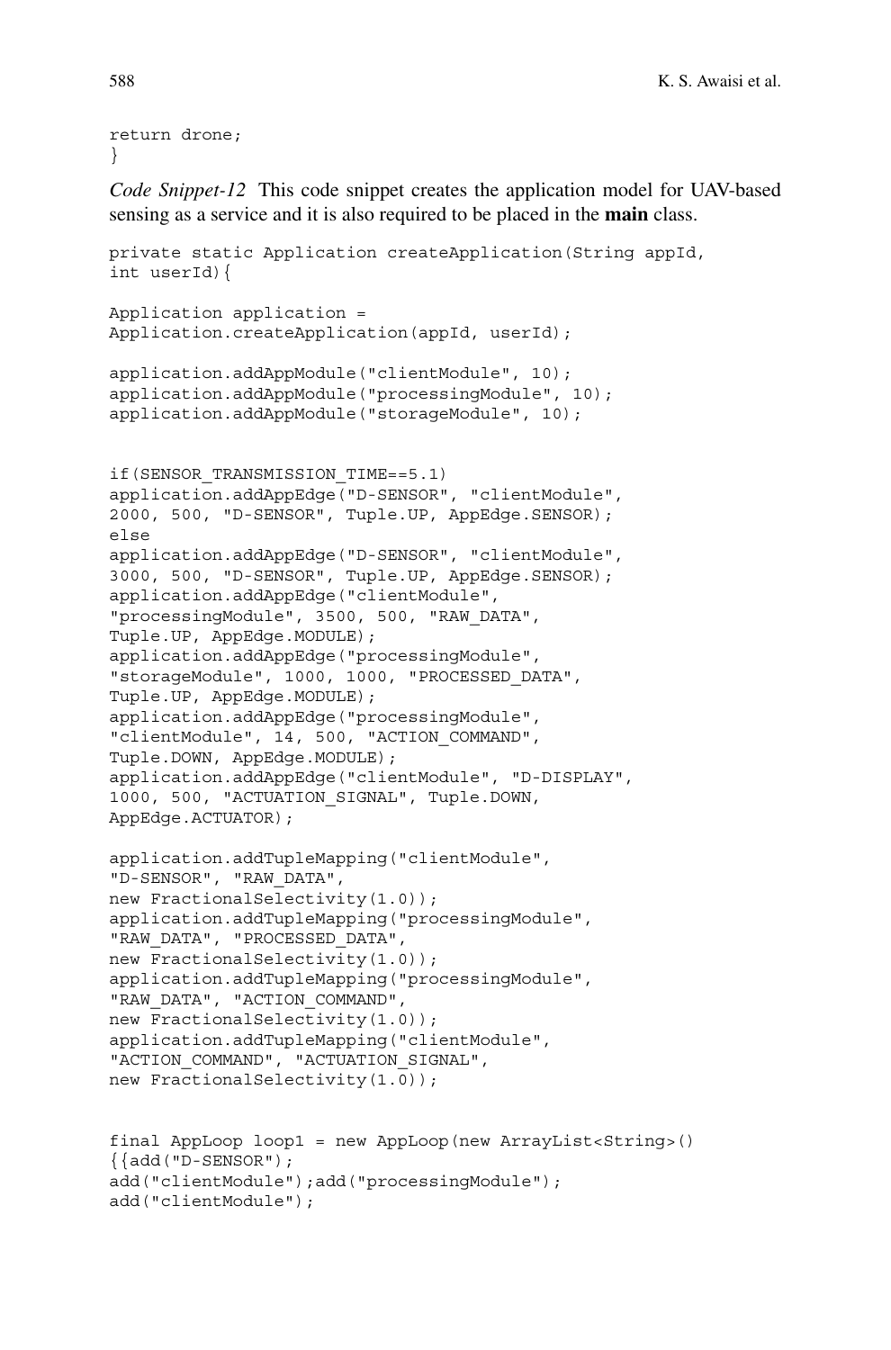```
return drone;
}
```

*Code Snippet-12* This code snippet creates the application model for UAV-based sensing as a service and it is also required to be placed in the **main** class.

```
private static Application createApplication(String appId,
int userId){

Application application =
Application.createApplication(appId, userId);

application.addAppModule("clientModule", 10);
application.addAppModule("processingModule", 10);
application.addAppModule("storageModule", 10);


if(SENSOR_TRANSMISSION_TIME==5.1)
application.addAppEdge("D-SENSOR", "clientModule",
2000, 500, "D-SENSOR", Tuple.UP, AppEdge.SENSOR);
else
application.addAppEdge("D-SENSOR", "clientModule",
3000, 500, "D-SENSOR", Tuple.UP, AppEdge.SENSOR);
application.addAppEdge("clientModule",
"processingModule", 3500, 500, "RAW_DATA",
Tuple.UP, AppEdge.MODULE);
application.addAppEdge("processingModule",
"storageModule", 1000, 1000, "PROCESSED_DATA",
Tuple.UP, AppEdge.MODULE);
application.addAppEdge("processingModule",
"clientModule", 14, 500, "ACTION_COMMAND",
Tuple.DOWN, AppEdge.MODULE);
application.addAppEdge("clientModule", "D-DISPLAY",
1000, 500, "ACTUATION_SIGNAL", Tuple.DOWN,
AppEdge.ACTUATOR);

application.addTupleMapping("clientModule",
"D-SENSOR", "RAW_DATA",
new FractionalSelectivity(1.0));
application.addTupleMapping("processingModule",
"RAW_DATA", "PROCESSED_DATA",
new FractionalSelectivity(1.0));
application.addTupleMapping("processingModule",
"RAW_DATA", "ACTION_COMMAND",
new FractionalSelectivity(1.0));
application.addTupleMapping("clientModule",
"ACTION_COMMAND", "ACTUATION_SIGNAL",
new FractionalSelectivity(1.0));


final AppLoop loop1 = new AppLoop(new ArrayList<String>()
{{add("D-SENSOR");
add("clientModule");add("processingModule");
add("clientModule");
```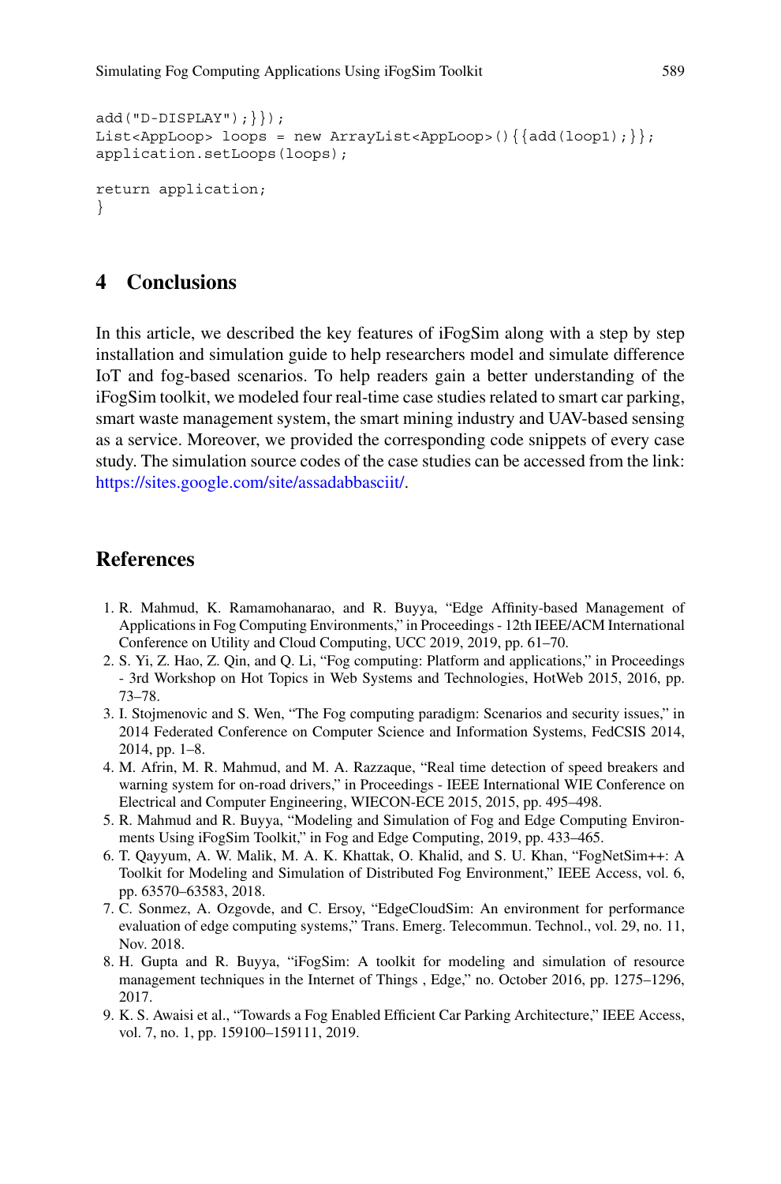```
add("D-DISPLAY");}});
List<AppLoop> loops = new ArrayList<AppLoop>(){{add(loop1);}};
application.setLoops(loops);

return application;
}
```

## 4 Conclusions

In this article, we described the key features of iFogSim along with a step by step installation and simulation guide to help researchers model and simulate difference IoT and fog-based scenarios. To help readers gain a better understanding of the iFogSim toolkit, we modeled four real-time case studies related to smart car parking, smart waste management system, the smart mining industry and UAV-based sensing as a service. Moreover, we provided the corresponding code snippets of every case study. The simulation source codes of the case studies can be accessed from the link: https://sites.google.com/site/assadabbasciit/.

## References

1. R. Mahmud, K. Ramamohanarao, and R. Buyya, "Edge Affinity-based Management of Applications in Fog Computing Environments," in Proceedings - 12th IEEE/ACM International Conference on Utility and Cloud Computing, UCC 2019, 2019, pp. 61–70.
2. S. Yi, Z. Hao, Z. Qin, and Q. Li, "Fog computing: Platform and applications," in Proceedings - 3rd Workshop on Hot Topics in Web Systems and Technologies, HotWeb 2015, 2016, pp. 73–78.
3. I. Stojmenovic and S. Wen, "The Fog computing paradigm: Scenarios and security issues," in 2014 Federated Conference on Computer Science and Information Systems, FedCSIS 2014, 2014, pp. 1–8.
4. M. Afrin, M. R. Mahmud, and M. A. Razzaque, "Real time detection of speed breakers and warning system for on-road drivers," in Proceedings - IEEE International WIE Conference on Electrical and Computer Engineering, WIECON-ECE 2015, 2015, pp. 495–498.
5. R. Mahmud and R. Buyya, "Modeling and Simulation of Fog and Edge Computing Environments Using iFogSim Toolkit," in Fog and Edge Computing, 2019, pp. 433–465.
6. T. Qayyum, A. W. Malik, M. A. K. Khattak, O. Khalid, and S. U. Khan, "FogNetSim++: A Toolkit for Modeling and Simulation of Distributed Fog Environment," IEEE Access, vol. 6, pp. 63570–63583, 2018.
7. C. Sonmez, A. Ozgovde, and C. Ersoy, "EdgeCloudSim: An environment for performance evaluation of edge computing systems," Trans. Emerg. Telecommun. Technol., vol. 29, no. 11, Nov. 2018.
8. H. Gupta and R. Buyya, "iFogSim: A toolkit for modeling and simulation of resource management techniques in the Internet of Things , Edge," no. October 2016, pp. 1275–1296, 2017.
9. K. S. Awaisi et al., "Towards a Fog Enabled Efficient Car Parking Architecture," IEEE Access, vol. 7, no. 1, pp. 159100–159111, 2019.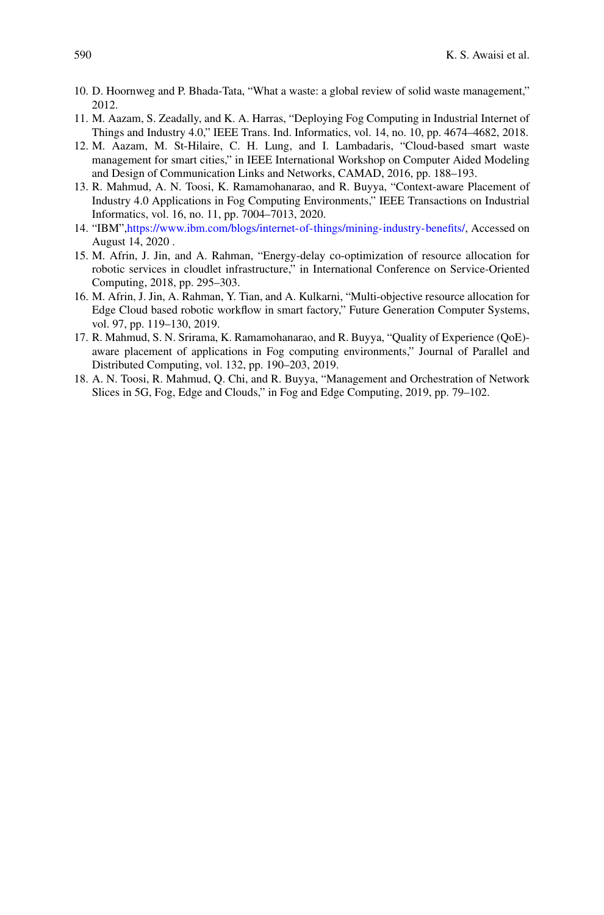10. D. Hoornweg and P. Bhada-Tata, "What a waste: a global review of solid waste management," 2012.
11. M. Aazam, S. Zeadally, and K. A. Harras, "Deploying Fog Computing in Industrial Internet of Things and Industry 4.0," IEEE Trans. Ind. Informatics, vol. 14, no. 10, pp. 4674–4682, 2018.
12. M. Aazam, M. St-Hilaire, C. H. Lung, and I. Lambadaris, "Cloud-based smart waste management for smart cities," in IEEE International Workshop on Computer Aided Modeling and Design of Communication Links and Networks, CAMAD, 2016, pp. 188–193.
13. R. Mahmud, A. N. Toosi, K. Ramamohanarao, and R. Buyya, "Context-aware Placement of Industry 4.0 Applications in Fog Computing Environments," IEEE Transactions on Industrial Informatics, vol. 16, no. 11, pp. 7004–7013, 2020.
14. "IBM",https://www.ibm.com/blogs/internet-of-things/mining-industry-benefits/, Accessed on August 14, 2020 .
15. M. Afrin, J. Jin, and A. Rahman, "Energy-delay co-optimization of resource allocation for robotic services in cloudlet infrastructure," in International Conference on Service-Oriented Computing, 2018, pp. 295–303.
16. M. Afrin, J. Jin, A. Rahman, Y. Tian, and A. Kulkarni, "Multi-objective resource allocation for Edge Cloud based robotic workflow in smart factory," Future Generation Computer Systems, vol. 97, pp. 119–130, 2019.
17. R. Mahmud, S. N. Srirama, K. Ramamohanarao, and R. Buyya, "Quality of Experience (QoE)-aware placement of applications in Fog computing environments," Journal of Parallel and Distributed Computing, vol. 132, pp. 190–203, 2019.
18. A. N. Toosi, R. Mahmud, Q. Chi, and R. Buyya, "Management and Orchestration of Network Slices in 5G, Fog, Edge and Clouds," in Fog and Edge Computing, 2019, pp. 79–102.